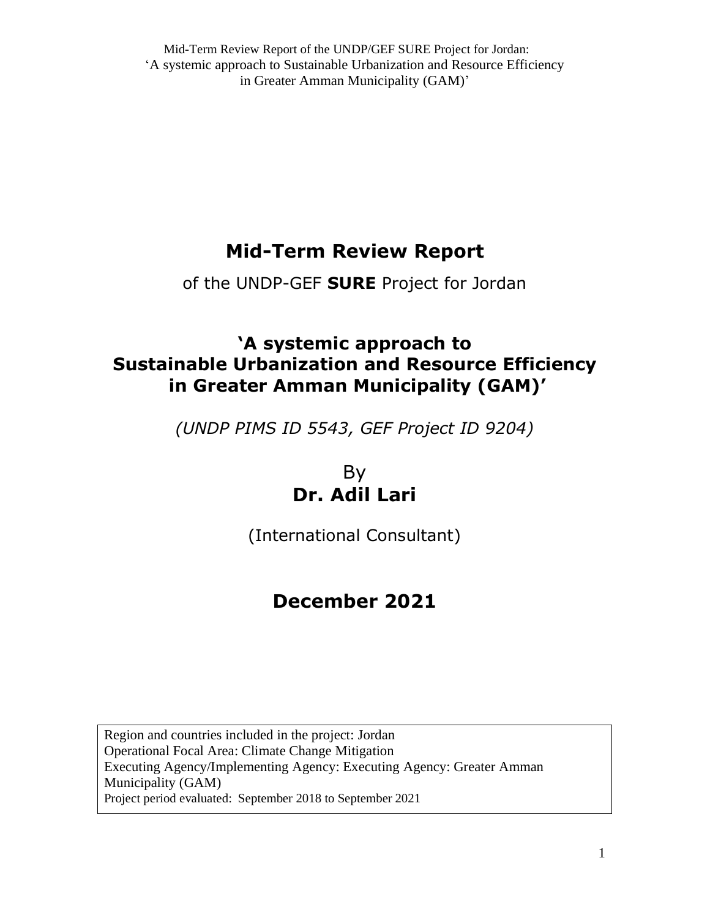# Mid-Term Review Report

of the UNDP-GEF **SURE** Project for Jordan

## 'A systemic approach to Sustainable Urbanization and Resource Efficiency in Greater Amman Municipality (GAM)'

*(UNDP PIMS ID 5543, GEF Project ID 9204)*

By

**Dr. Adil Lari**

(International Consultant)

## December 2021

Region and countries included in the project: Jordan
Operational Focal Area: Climate Change Mitigation
Executing Agency/Implementing Agency: Executing Agency: Greater Amman Municipality (GAM)
Project period evaluated: September 2018 to September 2021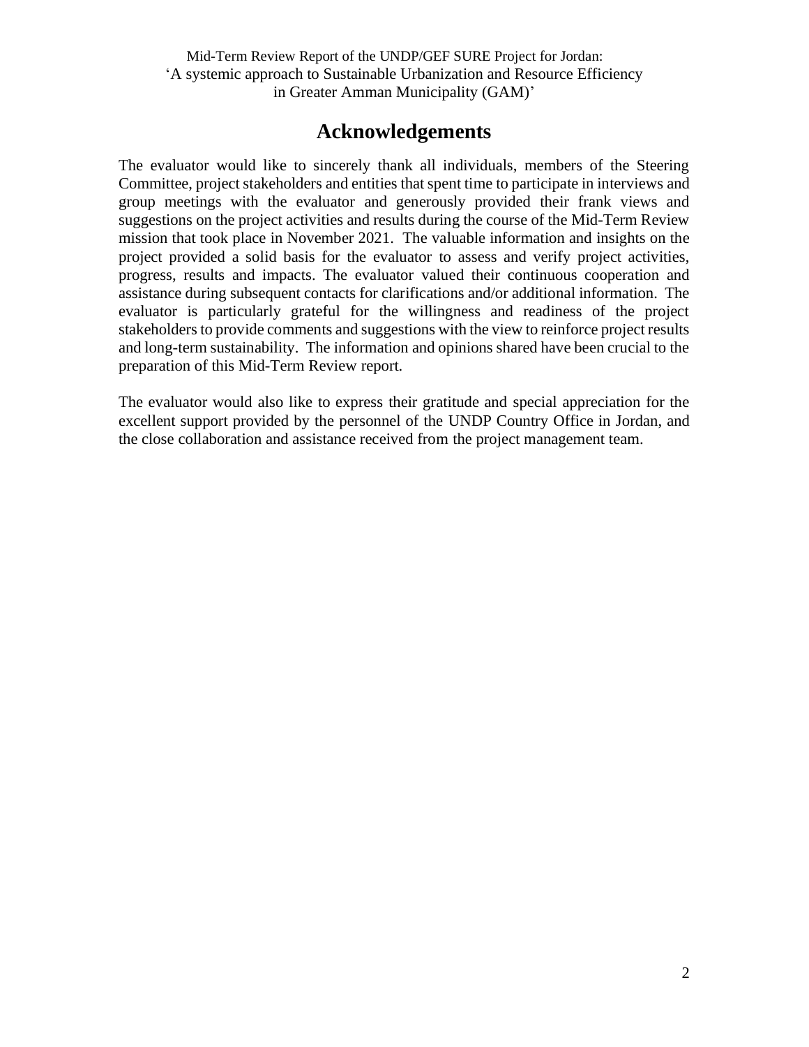# Acknowledgements

The evaluator would like to sincerely thank all individuals, members of the Steering Committee, project stakeholders and entities that spent time to participate in interviews and group meetings with the evaluator and generously provided their frank views and suggestions on the project activities and results during the course of the Mid-Term Review mission that took place in November 2021. The valuable information and insights on the project provided a solid basis for the evaluator to assess and verify project activities, progress, results and impacts. The evaluator valued their continuous cooperation and assistance during subsequent contacts for clarifications and/or additional information. The evaluator is particularly grateful for the willingness and readiness of the project stakeholders to provide comments and suggestions with the view to reinforce project results and long-term sustainability. The information and opinions shared have been crucial to the preparation of this Mid-Term Review report.

The evaluator would also like to express their gratitude and special appreciation for the excellent support provided by the personnel of the UNDP Country Office in Jordan, and the close collaboration and assistance received from the project management team.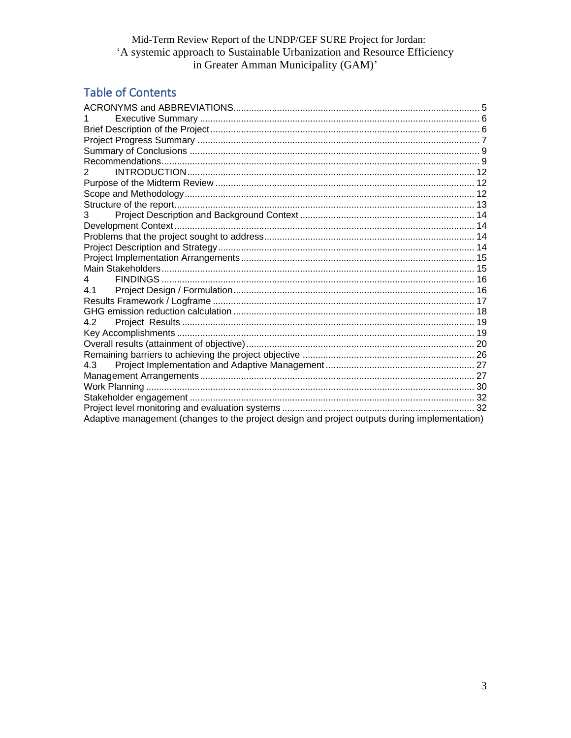Mid-Term Review Report of the UNDP/GEF SURE Project for Jordan:
'A systemic approach to Sustainable Urbanization and Resource Efficiency in Greater Amman Municipality (GAM)'

## Table of Contents

ACRONYMS and ABBREVIATIONS ........ 5
1 Executive Summary ........ 6
Brief Description of the Project ........ 6
Project Progress Summary ........ 7
Summary of Conclusions ........ 9
Recommendations ........ 9
2 INTRODUCTION ........ 12
Purpose of the Midterm Review ........ 12
Scope and Methodology ........ 12
Structure of the report ........ 13
3 Project Description and Background Context ........ 14
Development Context ........ 14
Problems that the project sought to address ........ 14
Project Description and Strategy ........ 14
Project Implementation Arrangements ........ 15
Main Stakeholders ........ 15
4 FINDINGS ........ 16
4.1 Project Design / Formulation ........ 16
Results Framework / Logframe ........ 17
GHG emission reduction calculation ........ 18
4.2 Project Results ........ 19
Key Accomplishments ........ 19
Overall results (attainment of objective) ........ 20
Remaining barriers to achieving the project objective ........ 26
4.3 Project Implementation and Adaptive Management ........ 27
Management Arrangements ........ 27
Work Planning ........ 30
Stakeholder engagement ........ 32
Project level monitoring and evaluation systems ........ 32
Adaptive management (changes to the project design and project outputs during implementation)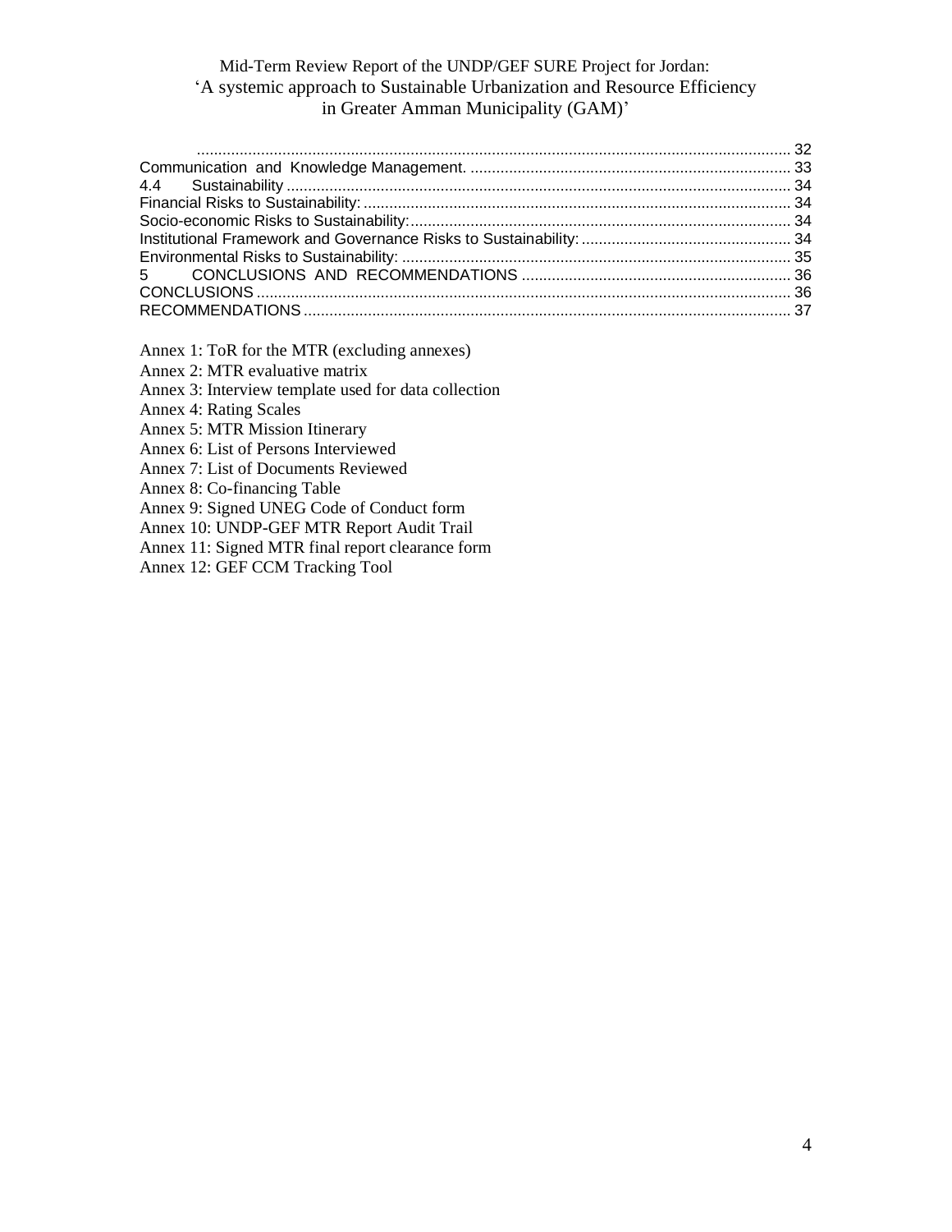..................................................................................................................................... 32
Communication and Knowledge Management. ........................................................................... 33
4.4 Sustainability ..................................................................................................................... 34
Financial Risks to Sustainability: ................................................................................................. 34
Socio-economic Risks to Sustainability: ........................................................................................ 34
Institutional Framework and Governance Risks to Sustainability: ................................................. 34
Environmental Risks to Sustainability: .......................................................................................... 35
5 CONCLUSIONS AND RECOMMENDATIONS .............................................................. 36
CONCLUSIONS ............................................................................................................................ 36
RECOMMENDATIONS ................................................................................................................. 37

Annex 1: ToR for the MTR (excluding annexes)
Annex 2: MTR evaluative matrix
Annex 3: Interview template used for data collection
Annex 4: Rating Scales
Annex 5: MTR Mission Itinerary
Annex 6: List of Persons Interviewed
Annex 7: List of Documents Reviewed
Annex 8: Co-financing Table
Annex 9: Signed UNEG Code of Conduct form
Annex 10: UNDP-GEF MTR Report Audit Trail
Annex 11: Signed MTR final report clearance form
Annex 12: GEF CCM Tracking Tool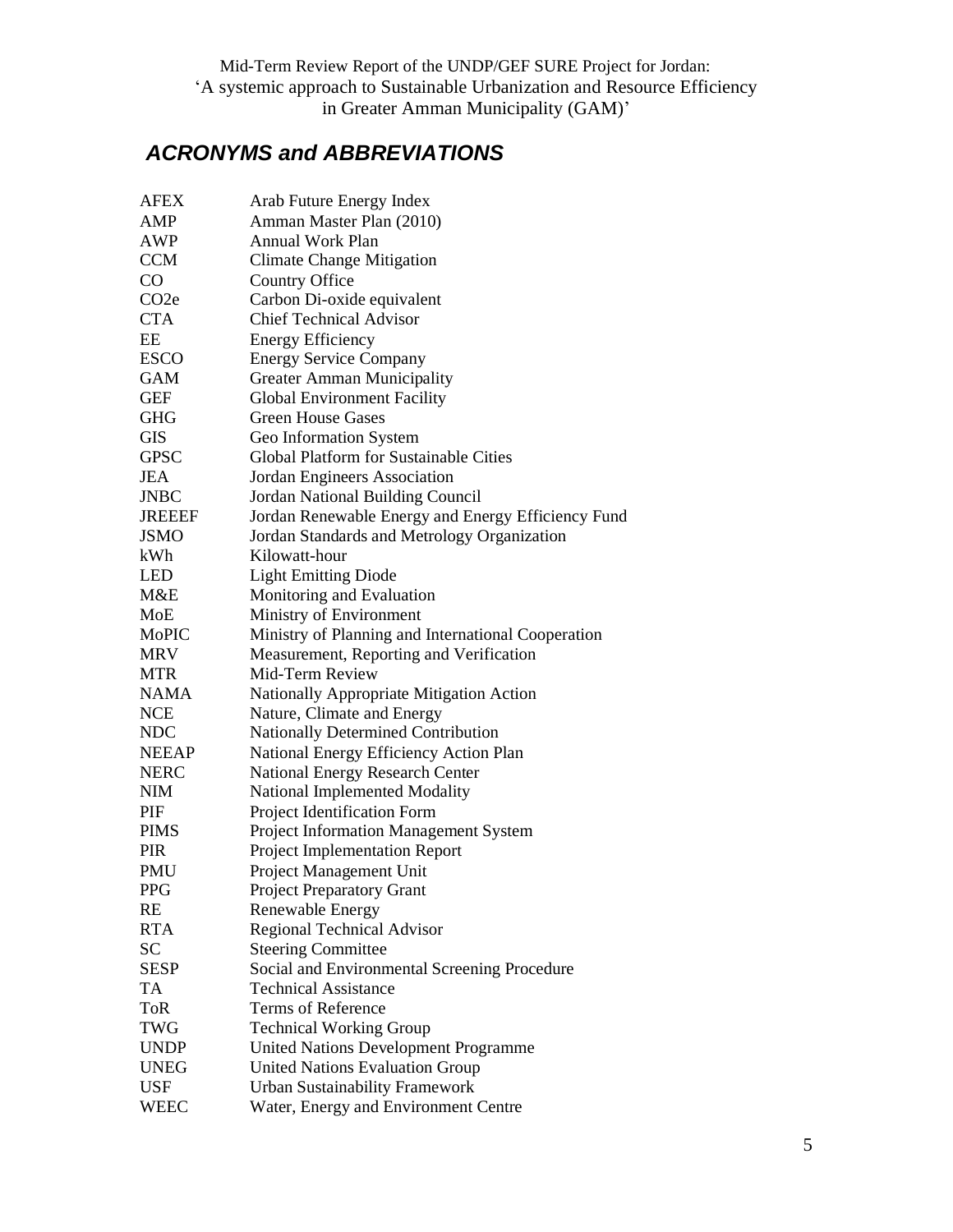## *ACRONYMS and ABBREVIATIONS*

| | |
|---|---|
| AFEX | Arab Future Energy Index |
| AMP | Amman Master Plan (2010) |
| AWP | Annual Work Plan |
| CCM | Climate Change Mitigation |
| CO | Country Office |
| $CO_2e$ | Carbon Di-oxide equivalent |
| CTA | Chief Technical Advisor |
| EE | Energy Efficiency |
| ESCO | Energy Service Company |
| GAM | Greater Amman Municipality |
| GEF | Global Environment Facility |
| GHG | Green House Gases |
| GIS | Geo Information System |
| GPSC | Global Platform for Sustainable Cities |
| JEA | Jordan Engineers Association |
| JNBC | Jordan National Building Council |
| JREEEF | Jordan Renewable Energy and Energy Efficiency Fund |
| JSMO | Jordan Standards and Metrology Organization |
| kWh | Kilowatt-hour |
| LED | Light Emitting Diode |
| M&E | Monitoring and Evaluation |
| MoE | Ministry of Environment |
| MoPIC | Ministry of Planning and International Cooperation |
| MRV | Measurement, Reporting and Verification |
| MTR | Mid-Term Review |
| NAMA | Nationally Appropriate Mitigation Action |
| NCE | Nature, Climate and Energy |
| NDC | Nationally Determined Contribution |
| NEEAP | National Energy Efficiency Action Plan |
| NERC | National Energy Research Center |
| NIM | National Implemented Modality |
| PIF | Project Identification Form |
| PIMS | Project Information Management System |
| PIR | Project Implementation Report |
| PMU | Project Management Unit |
| PPG | Project Preparatory Grant |
| RE | Renewable Energy |
| RTA | Regional Technical Advisor |
| SC | Steering Committee |
| SESP | Social and Environmental Screening Procedure |
| TA | Technical Assistance |
| ToR | Terms of Reference |
| TWG | Technical Working Group |
| UNDP | United Nations Development Programme |
| UNEG | United Nations Evaluation Group |
| USF | Urban Sustainability Framework |
| WEEC | Water, Energy and Environment Centre |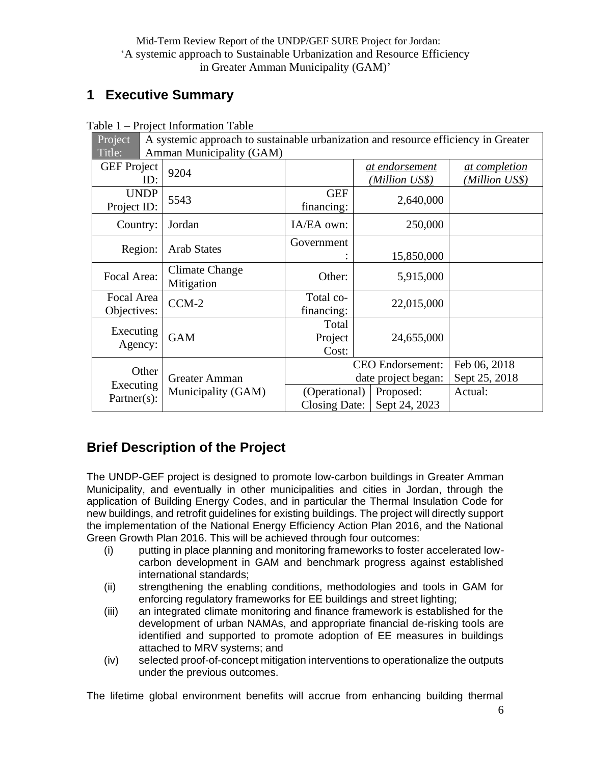# 1 Executive Summary

Table 1 – Project Information Table

| Project Title: | A systemic approach to sustainable urbanization and resource efficiency in Greater Amman Municipality (GAM) | | | |
|---|---|---|---|---|
| GEF Project ID: | 9204 | | *at endorsement (Million US$)* | *at completion (Million US$)* |
| UNDP Project ID: | 5543 | GEF financing: | 2,640,000 | |
| Country: | Jordan | IA/EA own: | 250,000 | |
| Region: | Arab States | Government: | 15,850,000 | |
| Focal Area: | Climate Change Mitigation | Other: | 5,915,000 | |
| Focal Area Objectives: | CCM-2 | Total co-financing: | 22,015,000 | |
| Executing Agency: | GAM | Total Project Cost: | 24,655,000 | |
| Other Executing Partner(s): | Greater Amman Municipality (GAM) | CEO Endorsement: | | Feb 06, 2018 |
| | | date project began: | | Sept 25, 2018 |
| | | (Operational) Closing Date: | Proposed: Sept 24, 2023 | Actual: |

## Brief Description of the Project

The UNDP-GEF project is designed to promote low-carbon buildings in Greater Amman Municipality, and eventually in other municipalities and cities in Jordan, through the application of Building Energy Codes, and in particular the Thermal Insulation Code for new buildings, and retrofit guidelines for existing buildings. The project will directly support the implementation of the National Energy Efficiency Action Plan 2016, and the National Green Growth Plan 2016. This will be achieved through four outcomes:

(i) putting in place planning and monitoring frameworks to foster accelerated low-carbon development in GAM and benchmark progress against established international standards;
(ii) strengthening the enabling conditions, methodologies and tools in GAM for enforcing regulatory frameworks for EE buildings and street lighting;
(iii) an integrated climate monitoring and finance framework is established for the development of urban NAMAs, and appropriate financial de-risking tools are identified and supported to promote adoption of EE measures in buildings attached to MRV systems; and
(iv) selected proof-of-concept mitigation interventions to operationalize the outputs under the previous outcomes.

The lifetime global environment benefits will accrue from enhancing building thermal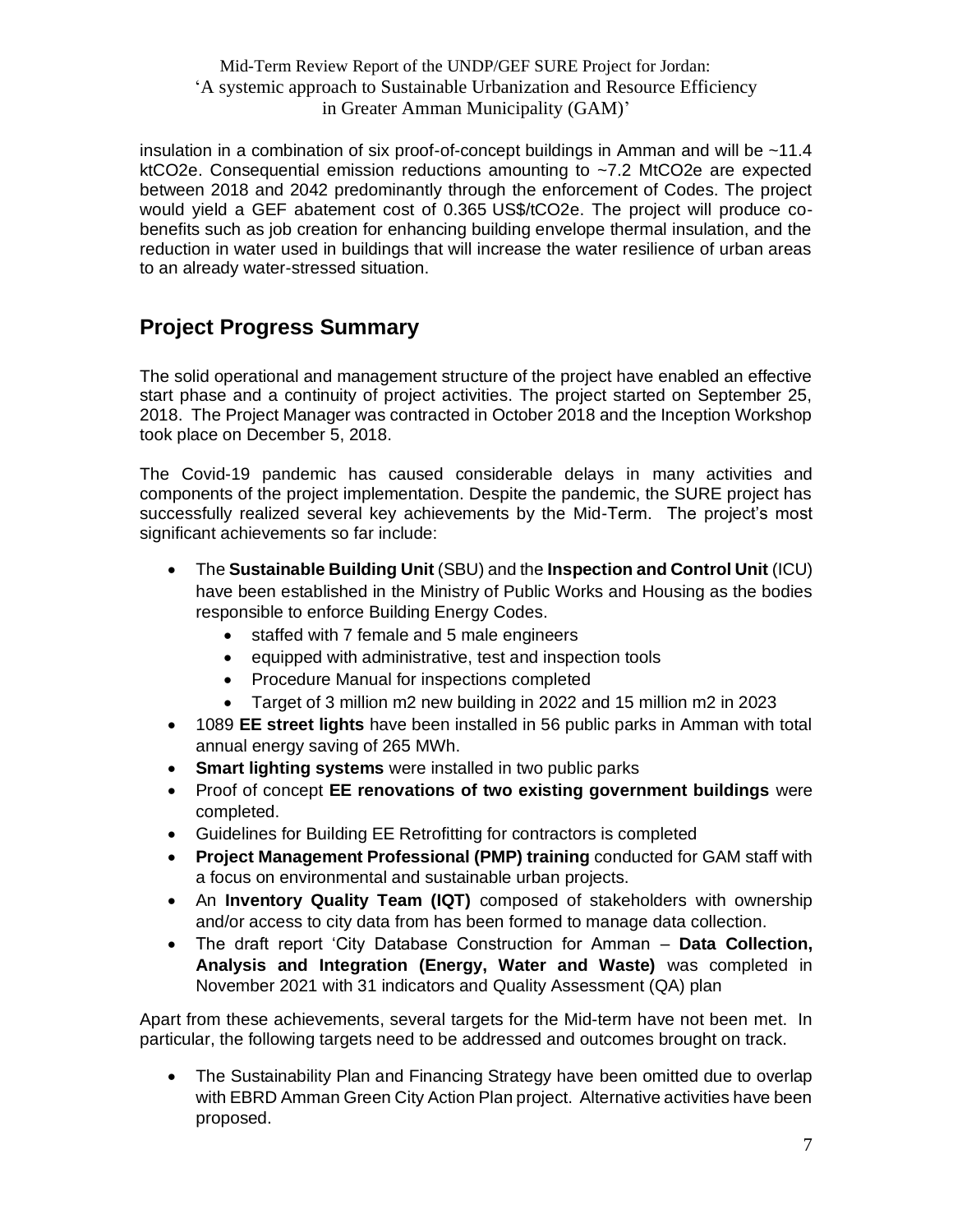insulation in a combination of six proof-of-concept buildings in Amman and will be ~11.4 ktCO2e. Consequential emission reductions amounting to ~7.2 MtCO2e are expected between 2018 and 2042 predominantly through the enforcement of Codes. The project would yield a GEF abatement cost of 0.365 US$/tCO2e. The project will produce co-benefits such as job creation for enhancing building envelope thermal insulation, and the reduction in water used in buildings that will increase the water resilience of urban areas to an already water-stressed situation.

## Project Progress Summary

The solid operational and management structure of the project have enabled an effective start phase and a continuity of project activities. The project started on September 25, 2018. The Project Manager was contracted in October 2018 and the Inception Workshop took place on December 5, 2018.

The Covid-19 pandemic has caused considerable delays in many activities and components of the project implementation. Despite the pandemic, the SURE project has successfully realized several key achievements by the Mid-Term. The project's most significant achievements so far include:

- The **Sustainable Building Unit** (SBU) and the **Inspection and Control Unit** (ICU) have been established in the Ministry of Public Works and Housing as the bodies responsible to enforce Building Energy Codes.
  - staffed with 7 female and 5 male engineers
  - equipped with administrative, test and inspection tools
  - Procedure Manual for inspections completed
  - Target of 3 million m2 new building in 2022 and 15 million m2 in 2023
- 1089 **EE street lights** have been installed in 56 public parks in Amman with total annual energy saving of 265 MWh.
- **Smart lighting systems** were installed in two public parks
- Proof of concept **EE renovations of two existing government buildings** were completed.
- Guidelines for Building EE Retrofitting for contractors is completed
- **Project Management Professional (PMP) training** conducted for GAM staff with a focus on environmental and sustainable urban projects.
- An **Inventory Quality Team (IQT)** composed of stakeholders with ownership and/or access to city data from has been formed to manage data collection.
- The draft report 'City Database Construction for Amman – **Data Collection, Analysis and Integration (Energy, Water and Waste)** was completed in November 2021 with 31 indicators and Quality Assessment (QA) plan

Apart from these achievements, several targets for the Mid-term have not been met. In particular, the following targets need to be addressed and outcomes brought on track.

- The Sustainability Plan and Financing Strategy have been omitted due to overlap with EBRD Amman Green City Action Plan project. Alternative activities have been proposed.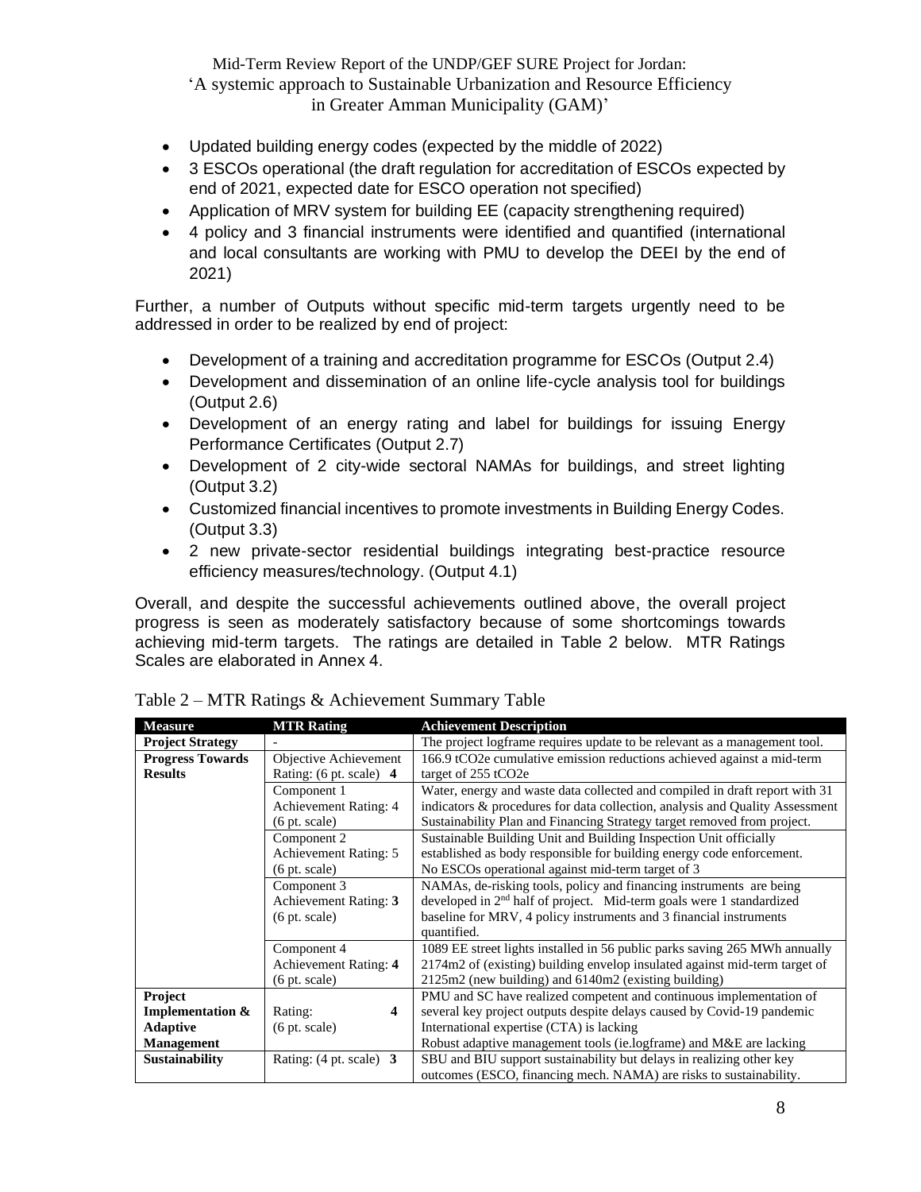- Updated building energy codes (expected by the middle of 2022)
- 3 ESCOs operational (the draft regulation for accreditation of ESCOs expected by end of 2021, expected date for ESCO operation not specified)
- Application of MRV system for building EE (capacity strengthening required)
- 4 policy and 3 financial instruments were identified and quantified (international and local consultants are working with PMU to develop the DEEI by the end of 2021)

Further, a number of Outputs without specific mid-term targets urgently need to be addressed in order to be realized by end of project:

- Development of a training and accreditation programme for ESCOs (Output 2.4)
- Development and dissemination of an online life-cycle analysis tool for buildings (Output 2.6)
- Development of an energy rating and label for buildings for issuing Energy Performance Certificates (Output 2.7)
- Development of 2 city-wide sectoral NAMAs for buildings, and street lighting (Output 3.2)
- Customized financial incentives to promote investments in Building Energy Codes. (Output 3.3)
- 2 new private-sector residential buildings integrating best-practice resource efficiency measures/technology. (Output 4.1)

Overall, and despite the successful achievements outlined above, the overall project progress is seen as moderately satisfactory because of some shortcomings towards achieving mid-term targets. The ratings are detailed in Table 2 below. MTR Ratings Scales are elaborated in Annex 4.

Table 2 – MTR Ratings & Achievement Summary Table

| Measure | MTR Rating | Achievement Description |
|---|---|---|
| **Project Strategy** | - | The project logframe requires update to be relevant as a management tool. |
| **Progress Towards Results** | Objective Achievement Rating: (6 pt. scale) **4** | 166.9 tCO2e cumulative emission reductions achieved against a mid-term target of 255 tCO2e |
| | Component 1 Achievement Rating: 4 (6 pt. scale) | Water, energy and waste data collected and compiled in draft report with 31 indicators & procedures for data collection, analysis and Quality Assessment Sustainability Plan and Financing Strategy target removed from project. |
| | Component 2 Achievement Rating: 5 (6 pt. scale) | Sustainable Building Unit and Building Inspection Unit officially established as body responsible for building energy code enforcement. No ESCOs operational against mid-term target of 3 |
| | Component 3 Achievement Rating: **3** (6 pt. scale) | NAMAs, de-risking tools, policy and financing instruments are being developed in 2nd half of project. Mid-term goals were 1 standardized baseline for MRV, 4 policy instruments and 3 financial instruments quantified. |
| | Component 4 Achievement Rating: **4** (6 pt. scale) | 1089 EE street lights installed in 56 public parks saving 265 MWh annually 2174m2 of (existing) building envelop insulated against mid-term target of 2125m2 (new building) and 6140m2 (existing building) |
| **Project Implementation & Adaptive Management** | Rating: **4** (6 pt. scale) | PMU and SC have realized competent and continuous implementation of several key project outputs despite delays caused by Covid-19 pandemic International expertise (CTA) is lacking Robust adaptive management tools (ie.logframe) and M&E are lacking |
| **Sustainability** | Rating: (4 pt. scale) **3** | SBU and BIU support sustainability but delays in realizing other key outcomes (ESCO, financing mech. NAMA) are risks to sustainability. |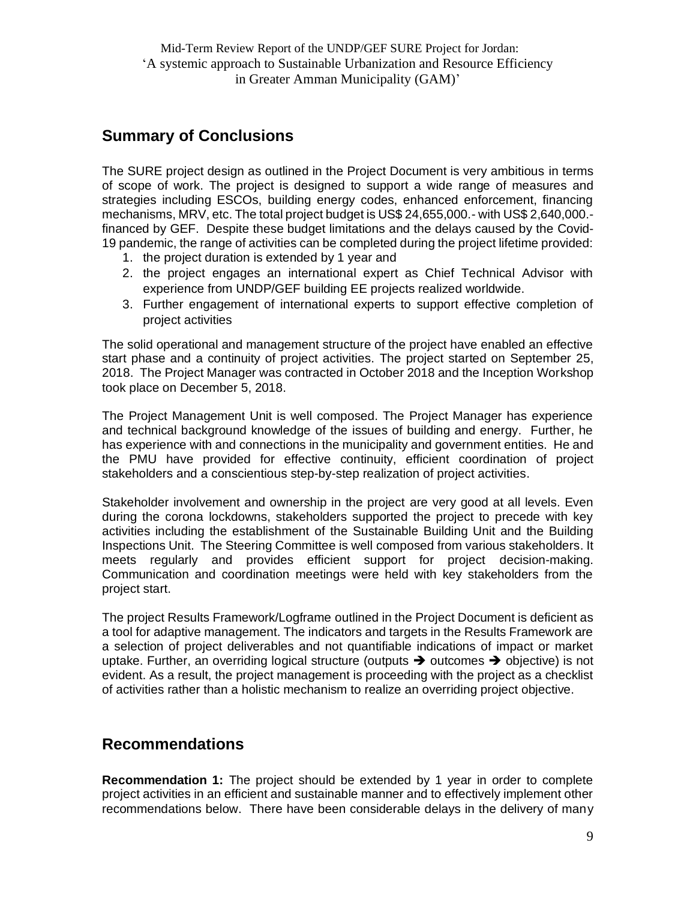## Summary of Conclusions

The SURE project design as outlined in the Project Document is very ambitious in terms of scope of work. The project is designed to support a wide range of measures and strategies including ESCOs, building energy codes, enhanced enforcement, financing mechanisms, MRV, etc. The total project budget is US$ 24,655,000.- with US$ 2,640,000.- financed by GEF. Despite these budget limitations and the delays caused by the Covid-19 pandemic, the range of activities can be completed during the project lifetime provided:

1. the project duration is extended by 1 year and
2. the project engages an international expert as Chief Technical Advisor with experience from UNDP/GEF building EE projects realized worldwide.
3. Further engagement of international experts to support effective completion of project activities

The solid operational and management structure of the project have enabled an effective start phase and a continuity of project activities. The project started on September 25, 2018. The Project Manager was contracted in October 2018 and the Inception Workshop took place on December 5, 2018.

The Project Management Unit is well composed. The Project Manager has experience and technical background knowledge of the issues of building and energy. Further, he has experience with and connections in the municipality and government entities. He and the PMU have provided for effective continuity, efficient coordination of project stakeholders and a conscientious step-by-step realization of project activities.

Stakeholder involvement and ownership in the project are very good at all levels. Even during the corona lockdowns, stakeholders supported the project to precede with key activities including the establishment of the Sustainable Building Unit and the Building Inspections Unit. The Steering Committee is well composed from various stakeholders. It meets regularly and provides efficient support for project decision-making. Communication and coordination meetings were held with key stakeholders from the project start.

The project Results Framework/Logframe outlined in the Project Document is deficient as a tool for adaptive management. The indicators and targets in the Results Framework are a selection of project deliverables and not quantifiable indications of impact or market uptake. Further, an overriding logical structure (outputs ➔ outcomes ➔ objective) is not evident. As a result, the project management is proceeding with the project as a checklist of activities rather than a holistic mechanism to realize an overriding project objective.

## Recommendations

**Recommendation 1:** The project should be extended by 1 year in order to complete project activities in an efficient and sustainable manner and to effectively implement other recommendations below. There have been considerable delays in the delivery of many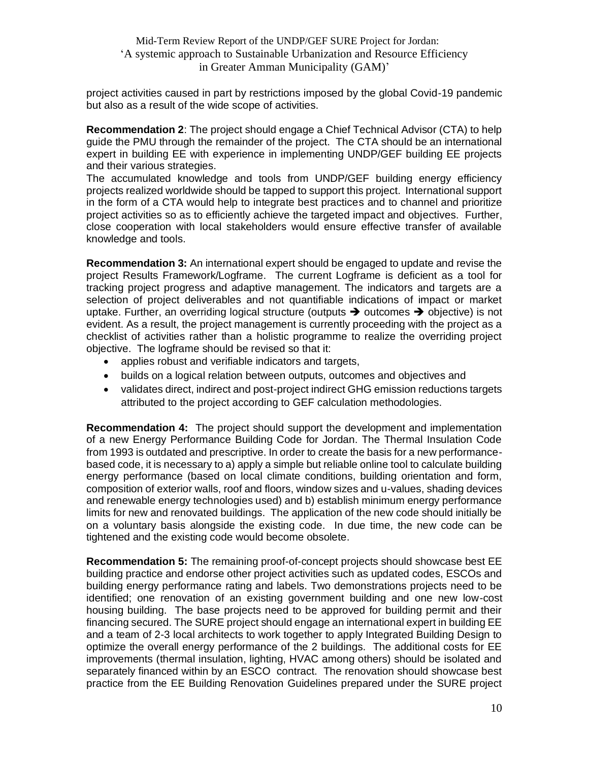project activities caused in part by restrictions imposed by the global Covid-19 pandemic but also as a result of the wide scope of activities.

**Recommendation 2**: The project should engage a Chief Technical Advisor (CTA) to help guide the PMU through the remainder of the project. The CTA should be an international expert in building EE with experience in implementing UNDP/GEF building EE projects and their various strategies.

The accumulated knowledge and tools from UNDP/GEF building energy efficiency projects realized worldwide should be tapped to support this project. International support in the form of a CTA would help to integrate best practices and to channel and prioritize project activities so as to efficiently achieve the targeted impact and objectives. Further, close cooperation with local stakeholders would ensure effective transfer of available knowledge and tools.

**Recommendation 3:** An international expert should be engaged to update and revise the project Results Framework/Logframe. The current Logframe is deficient as a tool for tracking project progress and adaptive management. The indicators and targets are a selection of project deliverables and not quantifiable indications of impact or market uptake. Further, an overriding logical structure (outputs ➔ outcomes ➔ objective) is not evident. As a result, the project management is currently proceeding with the project as a checklist of activities rather than a holistic programme to realize the overriding project objective. The logframe should be revised so that it:

- applies robust and verifiable indicators and targets,
- builds on a logical relation between outputs, outcomes and objectives and
- validates direct, indirect and post-project indirect GHG emission reductions targets attributed to the project according to GEF calculation methodologies.

**Recommendation 4:** The project should support the development and implementation of a new Energy Performance Building Code for Jordan. The Thermal Insulation Code from 1993 is outdated and prescriptive. In order to create the basis for a new performance-based code, it is necessary to a) apply a simple but reliable online tool to calculate building energy performance (based on local climate conditions, building orientation and form, composition of exterior walls, roof and floors, window sizes and u-values, shading devices and renewable energy technologies used) and b) establish minimum energy performance limits for new and renovated buildings. The application of the new code should initially be on a voluntary basis alongside the existing code. In due time, the new code can be tightened and the existing code would become obsolete.

**Recommendation 5:** The remaining proof-of-concept projects should showcase best EE building practice and endorse other project activities such as updated codes, ESCOs and building energy performance rating and labels. Two demonstrations projects need to be identified; one renovation of an existing government building and one new low-cost housing building. The base projects need to be approved for building permit and their financing secured. The SURE project should engage an international expert in building EE and a team of 2-3 local architects to work together to apply Integrated Building Design to optimize the overall energy performance of the 2 buildings. The additional costs for EE improvements (thermal insulation, lighting, HVAC among others) should be isolated and separately financed within by an ESCO contract. The renovation should showcase best practice from the EE Building Renovation Guidelines prepared under the SURE project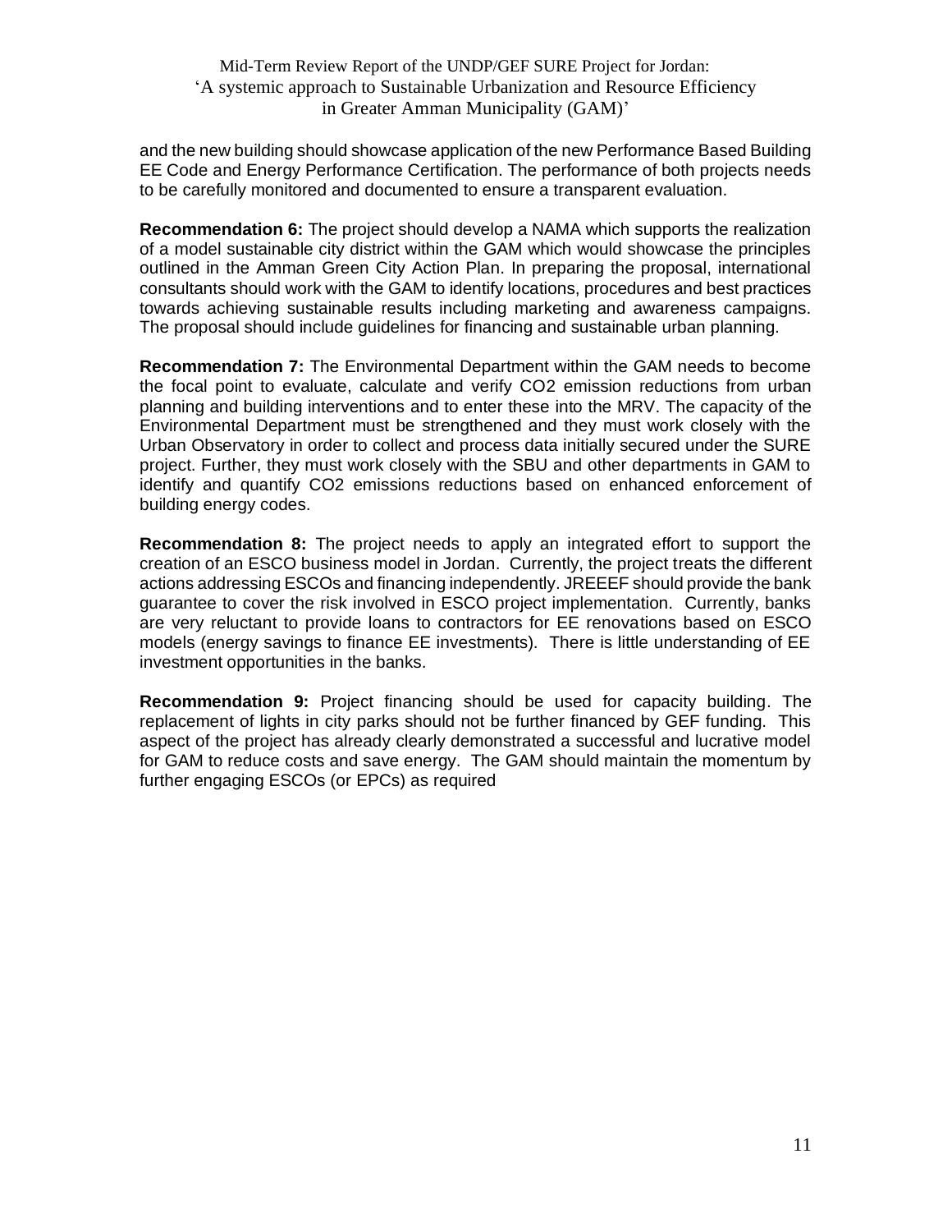and the new building should showcase application of the new Performance Based Building EE Code and Energy Performance Certification. The performance of both projects needs to be carefully monitored and documented to ensure a transparent evaluation.

**Recommendation 6:** The project should develop a NAMA which supports the realization of a model sustainable city district within the GAM which would showcase the principles outlined in the Amman Green City Action Plan. In preparing the proposal, international consultants should work with the GAM to identify locations, procedures and best practices towards achieving sustainable results including marketing and awareness campaigns. The proposal should include guidelines for financing and sustainable urban planning.

**Recommendation 7:** The Environmental Department within the GAM needs to become the focal point to evaluate, calculate and verify $CO_2$ emission reductions from urban planning and building interventions and to enter these into the MRV. The capacity of the Environmental Department must be strengthened and they must work closely with the Urban Observatory in order to collect and process data initially secured under the SURE project. Further, they must work closely with the SBU and other departments in GAM to identify and quantify $CO_2$ emissions reductions based on enhanced enforcement of building energy codes.

**Recommendation 8:** The project needs to apply an integrated effort to support the creation of an ESCO business model in Jordan. Currently, the project treats the different actions addressing ESCOs and financing independently. JREEEF should provide the bank guarantee to cover the risk involved in ESCO project implementation. Currently, banks are very reluctant to provide loans to contractors for EE renovations based on ESCO models (energy savings to finance EE investments). There is little understanding of EE investment opportunities in the banks.

**Recommendation 9:** Project financing should be used for capacity building. The replacement of lights in city parks should not be further financed by GEF funding. This aspect of the project has already clearly demonstrated a successful and lucrative model for GAM to reduce costs and save energy. The GAM should maintain the momentum by further engaging ESCOs (or EPCs) as required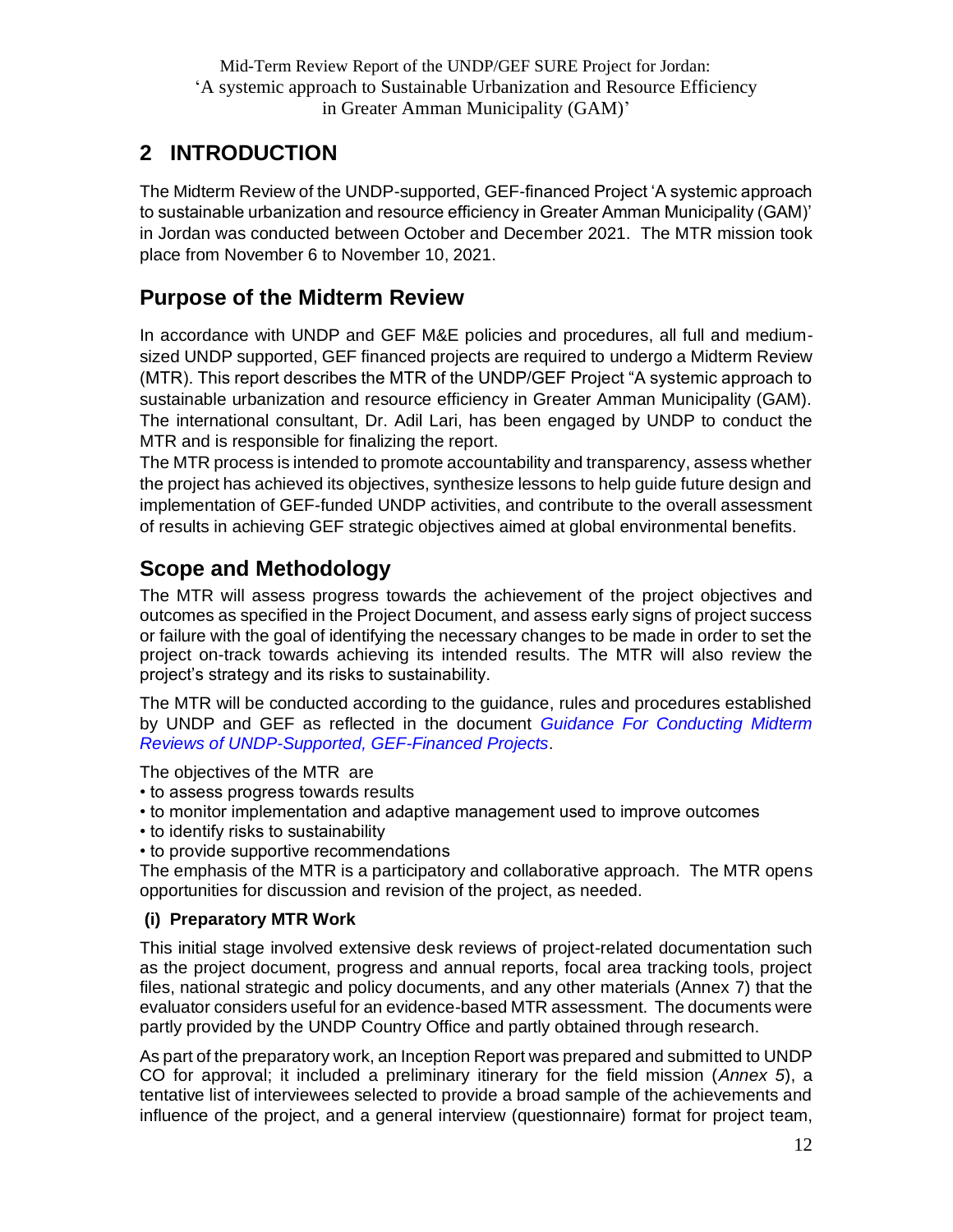# 2 INTRODUCTION

The Midterm Review of the UNDP-supported, GEF-financed Project 'A systemic approach to sustainable urbanization and resource efficiency in Greater Amman Municipality (GAM)' in Jordan was conducted between October and December 2021. The MTR mission took place from November 6 to November 10, 2021.

## Purpose of the Midterm Review

In accordance with UNDP and GEF M&E policies and procedures, all full and medium-sized UNDP supported, GEF financed projects are required to undergo a Midterm Review (MTR). This report describes the MTR of the UNDP/GEF Project "A systemic approach to sustainable urbanization and resource efficiency in Greater Amman Municipality (GAM). The international consultant, Dr. Adil Lari, has been engaged by UNDP to conduct the MTR and is responsible for finalizing the report.

The MTR process is intended to promote accountability and transparency, assess whether the project has achieved its objectives, synthesize lessons to help guide future design and implementation of GEF-funded UNDP activities, and contribute to the overall assessment of results in achieving GEF strategic objectives aimed at global environmental benefits.

## Scope and Methodology

The MTR will assess progress towards the achievement of the project objectives and outcomes as specified in the Project Document, and assess early signs of project success or failure with the goal of identifying the necessary changes to be made in order to set the project on-track towards achieving its intended results. The MTR will also review the project's strategy and its risks to sustainability.

The MTR will be conducted according to the guidance, rules and procedures established by UNDP and GEF as reflected in the document *Guidance For Conducting Midterm Reviews of UNDP-Supported, GEF-Financed Projects*.

The objectives of the MTR are

- to assess progress towards results
- to monitor implementation and adaptive management used to improve outcomes
- to identify risks to sustainability
- to provide supportive recommendations

The emphasis of the MTR is a participatory and collaborative approach. The MTR opens opportunities for discussion and revision of the project, as needed.

### (i) Preparatory MTR Work

This initial stage involved extensive desk reviews of project-related documentation such as the project document, progress and annual reports, focal area tracking tools, project files, national strategic and policy documents, and any other materials (Annex 7) that the evaluator considers useful for an evidence-based MTR assessment. The documents were partly provided by the UNDP Country Office and partly obtained through research.

As part of the preparatory work, an Inception Report was prepared and submitted to UNDP CO for approval; it included a preliminary itinerary for the field mission (*Annex 5*), a tentative list of interviewees selected to provide a broad sample of the achievements and influence of the project, and a general interview (questionnaire) format for project team,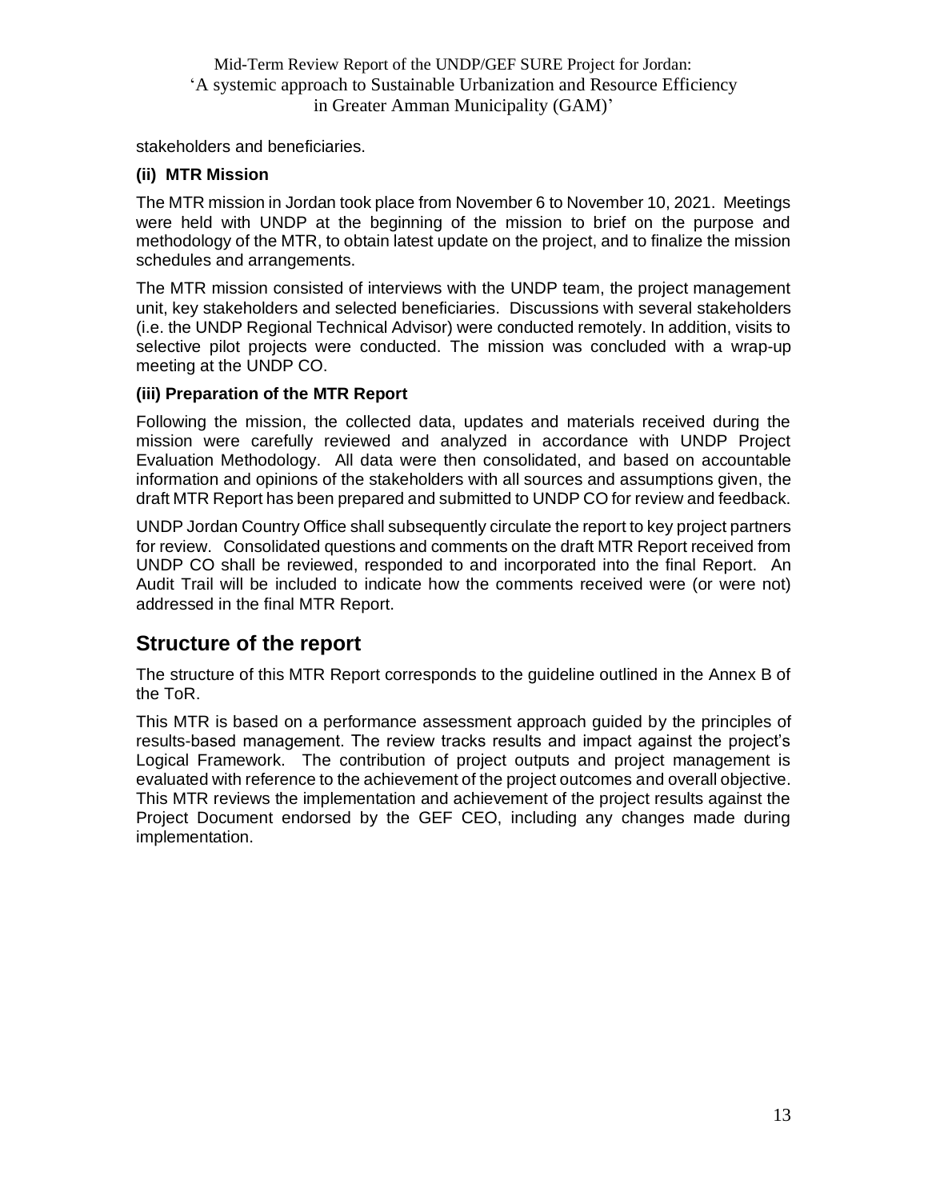stakeholders and beneficiaries.

### (ii) MTR Mission

The MTR mission in Jordan took place from November 6 to November 10, 2021. Meetings were held with UNDP at the beginning of the mission to brief on the purpose and methodology of the MTR, to obtain latest update on the project, and to finalize the mission schedules and arrangements.

The MTR mission consisted of interviews with the UNDP team, the project management unit, key stakeholders and selected beneficiaries. Discussions with several stakeholders (i.e. the UNDP Regional Technical Advisor) were conducted remotely. In addition, visits to selective pilot projects were conducted. The mission was concluded with a wrap-up meeting at the UNDP CO.

### (iii) Preparation of the MTR Report

Following the mission, the collected data, updates and materials received during the mission were carefully reviewed and analyzed in accordance with UNDP Project Evaluation Methodology. All data were then consolidated, and based on accountable information and opinions of the stakeholders with all sources and assumptions given, the draft MTR Report has been prepared and submitted to UNDP CO for review and feedback.

UNDP Jordan Country Office shall subsequently circulate the report to key project partners for review. Consolidated questions and comments on the draft MTR Report received from UNDP CO shall be reviewed, responded to and incorporated into the final Report. An Audit Trail will be included to indicate how the comments received were (or were not) addressed in the final MTR Report.

## Structure of the report

The structure of this MTR Report corresponds to the guideline outlined in the Annex B of the ToR.

This MTR is based on a performance assessment approach guided by the principles of results-based management. The review tracks results and impact against the project's Logical Framework. The contribution of project outputs and project management is evaluated with reference to the achievement of the project outcomes and overall objective. This MTR reviews the implementation and achievement of the project results against the Project Document endorsed by the GEF CEO, including any changes made during implementation.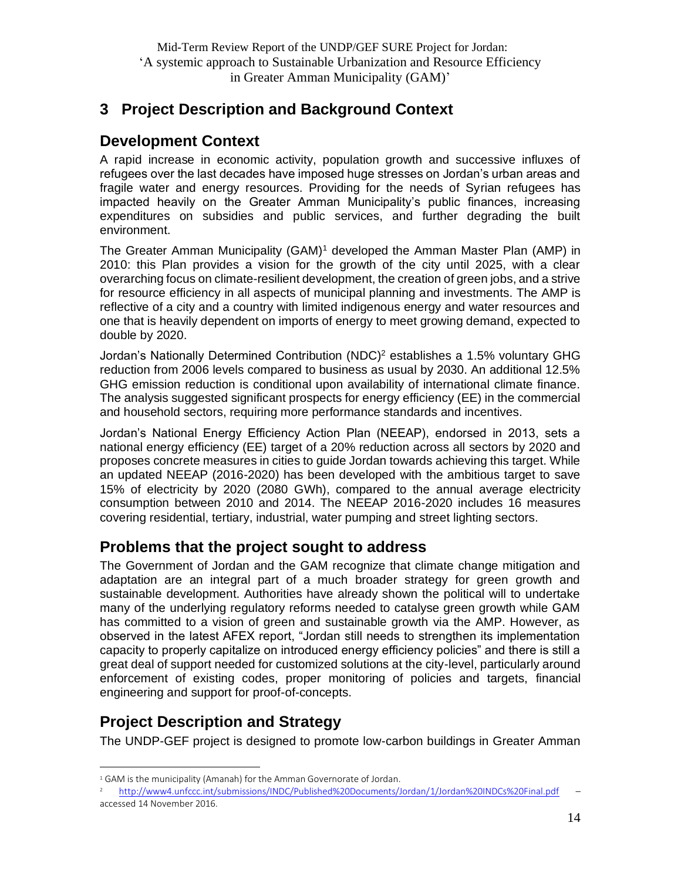# 3 Project Description and Background Context

## Development Context

A rapid increase in economic activity, population growth and successive influxes of refugees over the last decades have imposed huge stresses on Jordan's urban areas and fragile water and energy resources. Providing for the needs of Syrian refugees has impacted heavily on the Greater Amman Municipality's public finances, increasing expenditures on subsidies and public services, and further degrading the built environment.

The Greater Amman Municipality (GAM)[1] developed the Amman Master Plan (AMP) in 2010: this Plan provides a vision for the growth of the city until 2025, with a clear overarching focus on climate-resilient development, the creation of green jobs, and a strive for resource efficiency in all aspects of municipal planning and investments. The AMP is reflective of a city and a country with limited indigenous energy and water resources and one that is heavily dependent on imports of energy to meet growing demand, expected to double by 2020.

Jordan's Nationally Determined Contribution (NDC)[2] establishes a 1.5% voluntary GHG reduction from 2006 levels compared to business as usual by 2030. An additional 12.5% GHG emission reduction is conditional upon availability of international climate finance. The analysis suggested significant prospects for energy efficiency (EE) in the commercial and household sectors, requiring more performance standards and incentives.

Jordan's National Energy Efficiency Action Plan (NEEAP), endorsed in 2013, sets a national energy efficiency (EE) target of a 20% reduction across all sectors by 2020 and proposes concrete measures in cities to guide Jordan towards achieving this target. While an updated NEEAP (2016-2020) has been developed with the ambitious target to save 15% of electricity by 2020 (2080 GWh), compared to the annual average electricity consumption between 2010 and 2014. The NEEAP 2016-2020 includes 16 measures covering residential, tertiary, industrial, water pumping and street lighting sectors.

## Problems that the project sought to address

The Government of Jordan and the GAM recognize that climate change mitigation and adaptation are an integral part of a much broader strategy for green growth and sustainable development. Authorities have already shown the political will to undertake many of the underlying regulatory reforms needed to catalyse green growth while GAM has committed to a vision of green and sustainable growth via the AMP. However, as observed in the latest AFEX report, "Jordan still needs to strengthen its implementation capacity to properly capitalize on introduced energy efficiency policies" and there is still a great deal of support needed for customized solutions at the city-level, particularly around enforcement of existing codes, proper monitoring of policies and targets, financial engineering and support for proof-of-concepts.

## Project Description and Strategy

The UNDP-GEF project is designed to promote low-carbon buildings in Greater Amman

---

[1] GAM is the municipality (Amanah) for the Amman Governorate of Jordan.

[2] http://www4.unfccc.int/submissions/INDC/Published%20Documents/Jordan/1/Jordan%20INDCs%20Final.pdf – accessed 14 November 2016.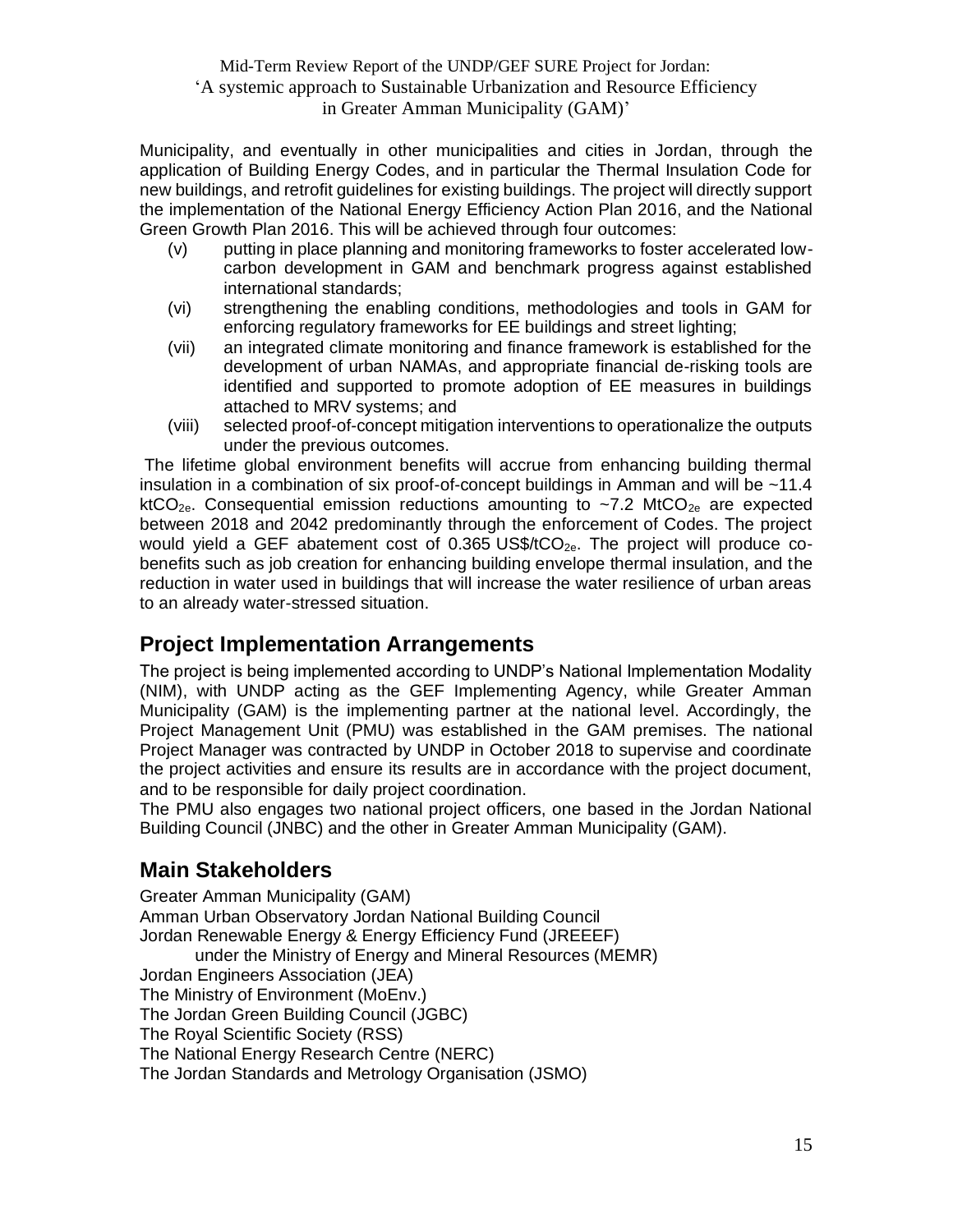Municipality, and eventually in other municipalities and cities in Jordan, through the application of Building Energy Codes, and in particular the Thermal Insulation Code for new buildings, and retrofit guidelines for existing buildings. The project will directly support the implementation of the National Energy Efficiency Action Plan 2016, and the National Green Growth Plan 2016. This will be achieved through four outcomes:

(v) putting in place planning and monitoring frameworks to foster accelerated low-carbon development in GAM and benchmark progress against established international standards;

(vi) strengthening the enabling conditions, methodologies and tools in GAM for enforcing regulatory frameworks for EE buildings and street lighting;

(vii) an integrated climate monitoring and finance framework is established for the development of urban NAMAs, and appropriate financial de-risking tools are identified and supported to promote adoption of EE measures in buildings attached to MRV systems; and

(viii) selected proof-of-concept mitigation interventions to operationalize the outputs under the previous outcomes.

The lifetime global environment benefits will accrue from enhancing building thermal insulation in a combination of six proof-of-concept buildings in Amman and will be ~11.4 $ktCO_{2e}$. Consequential emission reductions amounting to ~7.2 $MtCO_{2e}$ are expected between 2018 and 2042 predominantly through the enforcement of Codes. The project would yield a GEF abatement cost of 0.365 US$/$tCO_{2e}$. The project will produce co-benefits such as job creation for enhancing building envelope thermal insulation, and the reduction in water used in buildings that will increase the water resilience of urban areas to an already water-stressed situation.

## Project Implementation Arrangements

The project is being implemented according to UNDP's National Implementation Modality (NIM), with UNDP acting as the GEF Implementing Agency, while Greater Amman Municipality (GAM) is the implementing partner at the national level. Accordingly, the Project Management Unit (PMU) was established in the GAM premises. The national Project Manager was contracted by UNDP in October 2018 to supervise and coordinate the project activities and ensure its results are in accordance with the project document, and to be responsible for daily project coordination.

The PMU also engages two national project officers, one based in the Jordan National Building Council (JNBC) and the other in Greater Amman Municipality (GAM).

## Main Stakeholders

Greater Amman Municipality (GAM)
Amman Urban Observatory Jordan National Building Council
Jordan Renewable Energy & Energy Efficiency Fund (JREEEF)
under the Ministry of Energy and Mineral Resources (MEMR)
Jordan Engineers Association (JEA)
The Ministry of Environment (MoEnv.)
The Jordan Green Building Council (JGBC)
The Royal Scientific Society (RSS)
The National Energy Research Centre (NERC)
The Jordan Standards and Metrology Organisation (JSMO)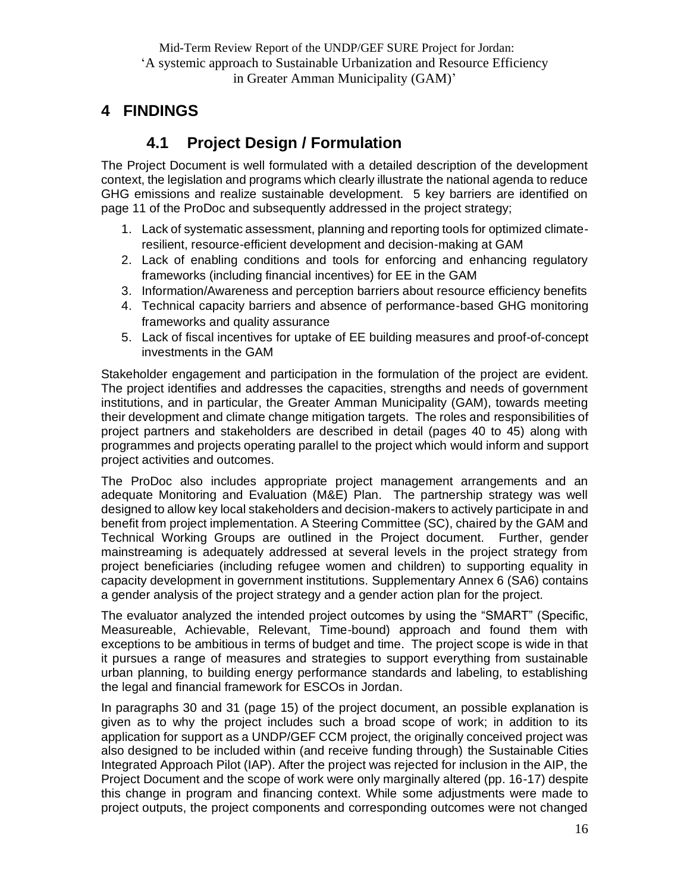# 4 FINDINGS

## 4.1 Project Design / Formulation

The Project Document is well formulated with a detailed description of the development context, the legislation and programs which clearly illustrate the national agenda to reduce GHG emissions and realize sustainable development. 5 key barriers are identified on page 11 of the ProDoc and subsequently addressed in the project strategy;

1. Lack of systematic assessment, planning and reporting tools for optimized climate-resilient, resource-efficient development and decision-making at GAM
2. Lack of enabling conditions and tools for enforcing and enhancing regulatory frameworks (including financial incentives) for EE in the GAM
3. Information/Awareness and perception barriers about resource efficiency benefits
4. Technical capacity barriers and absence of performance-based GHG monitoring frameworks and quality assurance
5. Lack of fiscal incentives for uptake of EE building measures and proof-of-concept investments in the GAM

Stakeholder engagement and participation in the formulation of the project are evident. The project identifies and addresses the capacities, strengths and needs of government institutions, and in particular, the Greater Amman Municipality (GAM), towards meeting their development and climate change mitigation targets. The roles and responsibilities of project partners and stakeholders are described in detail (pages 40 to 45) along with programmes and projects operating parallel to the project which would inform and support project activities and outcomes.

The ProDoc also includes appropriate project management arrangements and an adequate Monitoring and Evaluation (M&E) Plan. The partnership strategy was well designed to allow key local stakeholders and decision-makers to actively participate in and benefit from project implementation. A Steering Committee (SC), chaired by the GAM and Technical Working Groups are outlined in the Project document. Further, gender mainstreaming is adequately addressed at several levels in the project strategy from project beneficiaries (including refugee women and children) to supporting equality in capacity development in government institutions. Supplementary Annex 6 (SA6) contains a gender analysis of the project strategy and a gender action plan for the project.

The evaluator analyzed the intended project outcomes by using the "SMART" (Specific, Measureable, Achievable, Relevant, Time-bound) approach and found them with exceptions to be ambitious in terms of budget and time. The project scope is wide in that it pursues a range of measures and strategies to support everything from sustainable urban planning, to building energy performance standards and labeling, to establishing the legal and financial framework for ESCOs in Jordan.

In paragraphs 30 and 31 (page 15) of the project document, an possible explanation is given as to why the project includes such a broad scope of work; in addition to its application for support as a UNDP/GEF CCM project, the originally conceived project was also designed to be included within (and receive funding through) the Sustainable Cities Integrated Approach Pilot (IAP). After the project was rejected for inclusion in the AIP, the Project Document and the scope of work were only marginally altered (pp. 16-17) despite this change in program and financing context. While some adjustments were made to project outputs, the project components and corresponding outcomes were not changed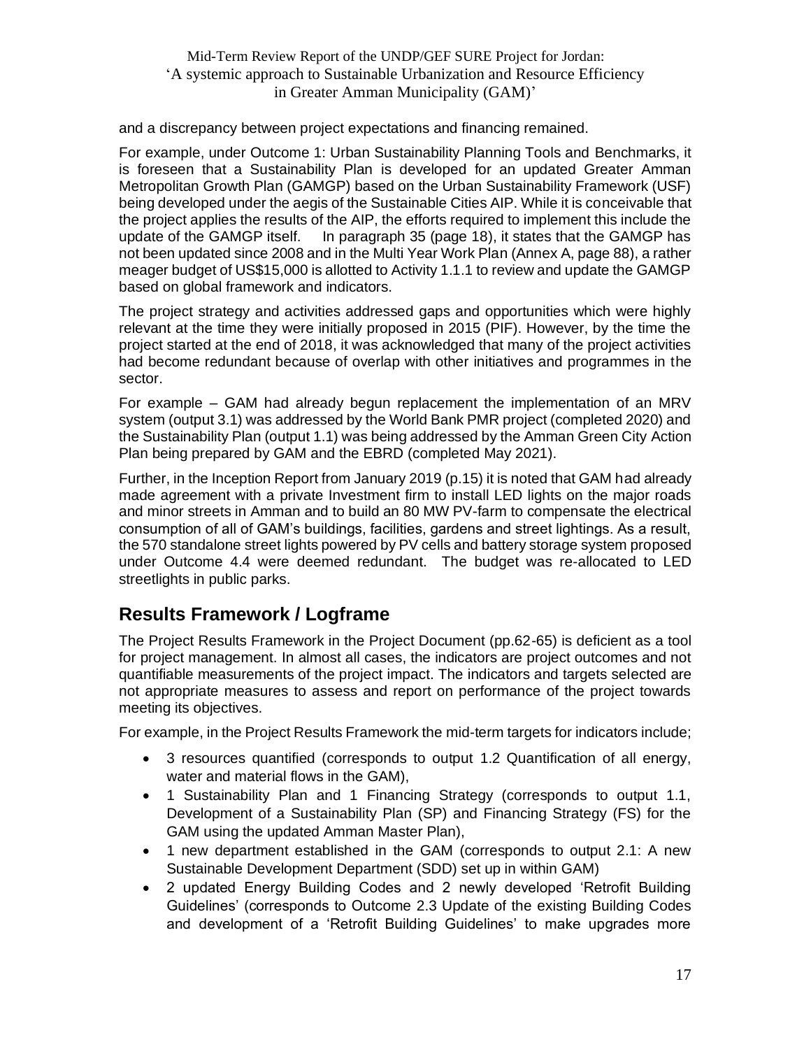and a discrepancy between project expectations and financing remained.

For example, under Outcome 1: Urban Sustainability Planning Tools and Benchmarks, it is foreseen that a Sustainability Plan is developed for an updated Greater Amman Metropolitan Growth Plan (GAMGP) based on the Urban Sustainability Framework (USF) being developed under the aegis of the Sustainable Cities AIP. While it is conceivable that the project applies the results of the AIP, the efforts required to implement this include the update of the GAMGP itself. In paragraph 35 (page 18), it states that the GAMGP has not been updated since 2008 and in the Multi Year Work Plan (Annex A, page 88), a rather meager budget of US$15,000 is allotted to Activity 1.1.1 to review and update the GAMGP based on global framework and indicators.

The project strategy and activities addressed gaps and opportunities which were highly relevant at the time they were initially proposed in 2015 (PIF). However, by the time the project started at the end of 2018, it was acknowledged that many of the project activities had become redundant because of overlap with other initiatives and programmes in the sector.

For example – GAM had already begun replacement the implementation of an MRV system (output 3.1) was addressed by the World Bank PMR project (completed 2020) and the Sustainability Plan (output 1.1) was being addressed by the Amman Green City Action Plan being prepared by GAM and the EBRD (completed May 2021).

Further, in the Inception Report from January 2019 (p.15) it is noted that GAM had already made agreement with a private Investment firm to install LED lights on the major roads and minor streets in Amman and to build an 80 MW PV-farm to compensate the electrical consumption of all of GAM's buildings, facilities, gardens and street lightings. As a result, the 570 standalone street lights powered by PV cells and battery storage system proposed under Outcome 4.4 were deemed redundant. The budget was re-allocated to LED streetlights in public parks.

## Results Framework / Logframe

The Project Results Framework in the Project Document (pp.62-65) is deficient as a tool for project management. In almost all cases, the indicators are project outcomes and not quantifiable measurements of the project impact. The indicators and targets selected are not appropriate measures to assess and report on performance of the project towards meeting its objectives.

For example, in the Project Results Framework the mid-term targets for indicators include;

- 3 resources quantified (corresponds to output 1.2 Quantification of all energy, water and material flows in the GAM),
- 1 Sustainability Plan and 1 Financing Strategy (corresponds to output 1.1, Development of a Sustainability Plan (SP) and Financing Strategy (FS) for the GAM using the updated Amman Master Plan),
- 1 new department established in the GAM (corresponds to output 2.1: A new Sustainable Development Department (SDD) set up in within GAM)
- 2 updated Energy Building Codes and 2 newly developed 'Retrofit Building Guidelines' (corresponds to Outcome 2.3 Update of the existing Building Codes and development of a 'Retrofit Building Guidelines' to make upgrades more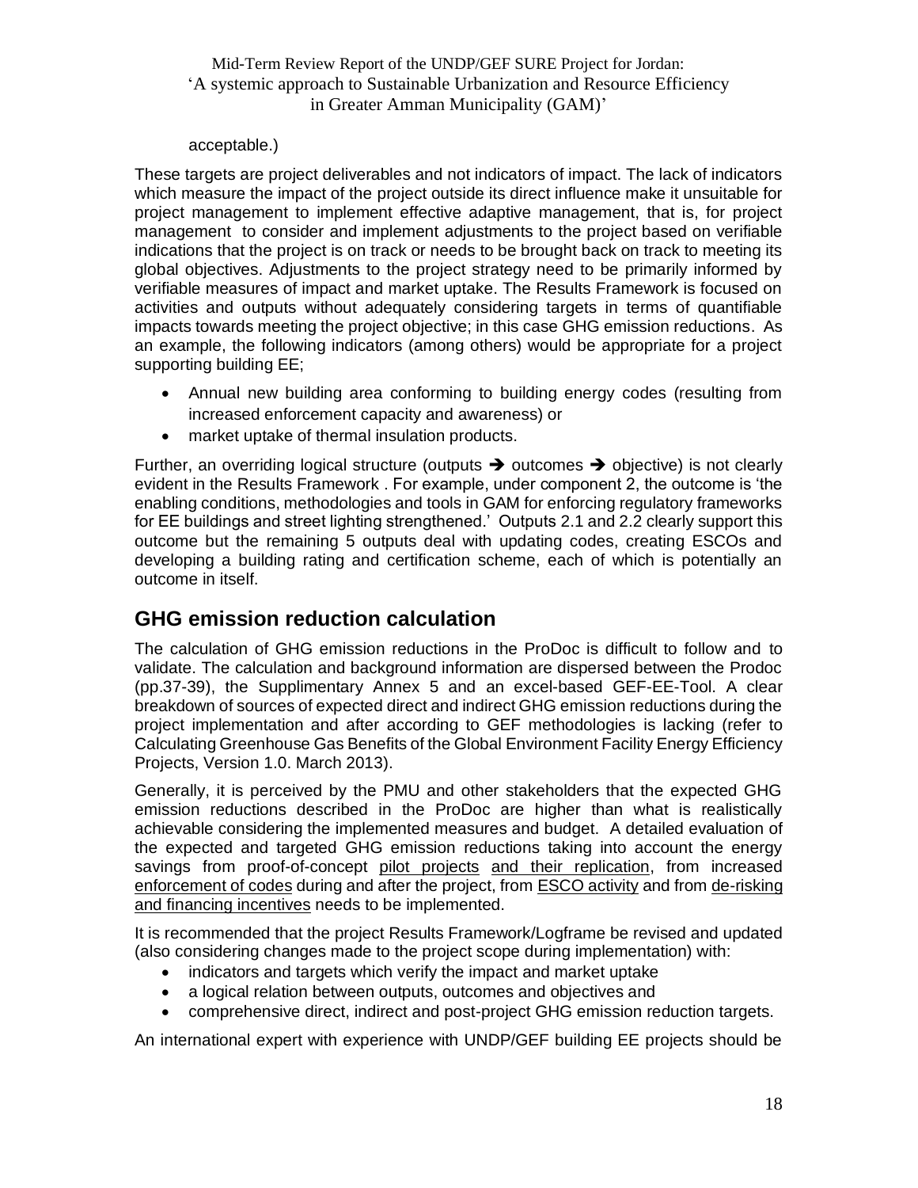acceptable.)

These targets are project deliverables and not indicators of impact. The lack of indicators which measure the impact of the project outside its direct influence make it unsuitable for project management to implement effective adaptive management, that is, for project management to consider and implement adjustments to the project based on verifiable indications that the project is on track or needs to be brought back on track to meeting its global objectives. Adjustments to the project strategy need to be primarily informed by verifiable measures of impact and market uptake. The Results Framework is focused on activities and outputs without adequately considering targets in terms of quantifiable impacts towards meeting the project objective; in this case GHG emission reductions. As an example, the following indicators (among others) would be appropriate for a project supporting building EE;

- Annual new building area conforming to building energy codes (resulting from increased enforcement capacity and awareness) or
- market uptake of thermal insulation products.

Further, an overriding logical structure (outputs ➔ outcomes ➔ objective) is not clearly evident in the Results Framework . For example, under component 2, the outcome is 'the enabling conditions, methodologies and tools in GAM for enforcing regulatory frameworks for EE buildings and street lighting strengthened.' Outputs 2.1 and 2.2 clearly support this outcome but the remaining 5 outputs deal with updating codes, creating ESCOs and developing a building rating and certification scheme, each of which is potentially an outcome in itself.

## GHG emission reduction calculation

The calculation of GHG emission reductions in the ProDoc is difficult to follow and to validate. The calculation and background information are dispersed between the Prodoc (pp.37-39), the Supplimentary Annex 5 and an excel-based GEF-EE-Tool. A clear breakdown of sources of expected direct and indirect GHG emission reductions during the project implementation and after according to GEF methodologies is lacking (refer to Calculating Greenhouse Gas Benefits of the Global Environment Facility Energy Efficiency Projects, Version 1.0. March 2013).

Generally, it is perceived by the PMU and other stakeholders that the expected GHG emission reductions described in the ProDoc are higher than what is realistically achievable considering the implemented measures and budget. A detailed evaluation of the expected and targeted GHG emission reductions taking into account the energy savings from proof-of-concept <u>pilot projects</u> <u>and their replication</u>, from increased <u>enforcement of codes</u> during and after the project, from <u>ESCO activity</u> and from <u>de-risking and financing incentives</u> needs to be implemented.

It is recommended that the project Results Framework/Logframe be revised and updated (also considering changes made to the project scope during implementation) with:

- indicators and targets which verify the impact and market uptake
- a logical relation between outputs, outcomes and objectives and
- comprehensive direct, indirect and post-project GHG emission reduction targets.

An international expert with experience with UNDP/GEF building EE projects should be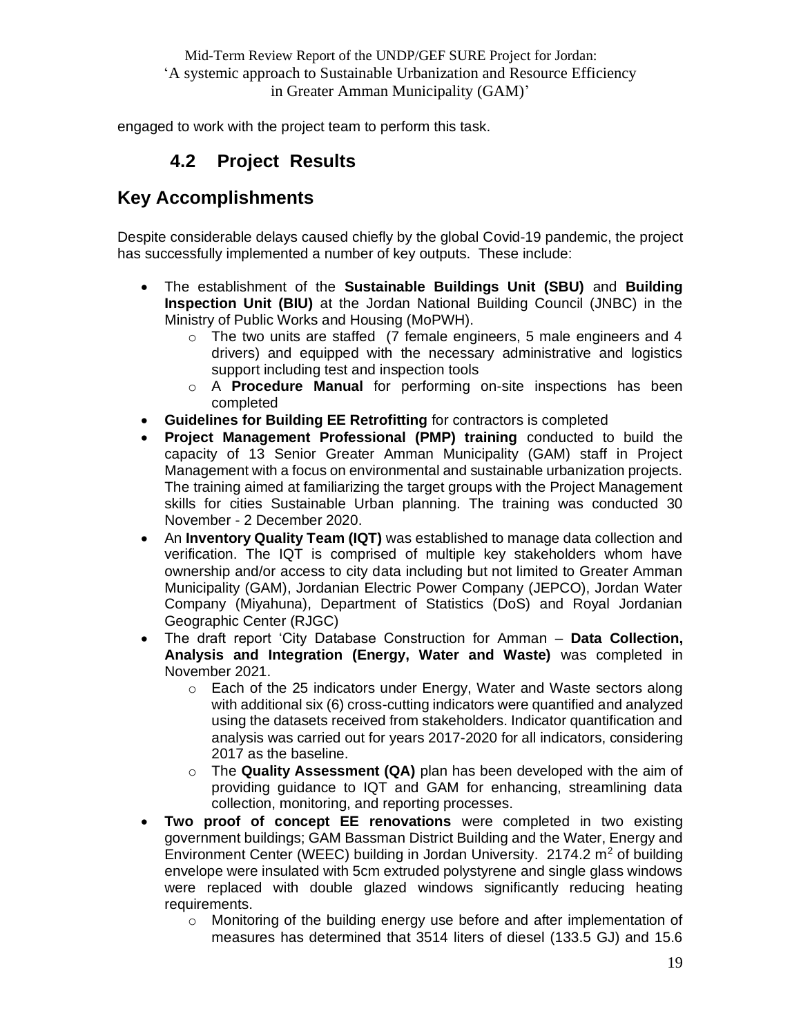engaged to work with the project team to perform this task.

## 4.2 Project Results

## Key Accomplishments

Despite considerable delays caused chiefly by the global Covid-19 pandemic, the project has successfully implemented a number of key outputs. These include:

- The establishment of the **Sustainable Buildings Unit (SBU)** and **Building Inspection Unit (BIU)** at the Jordan National Building Council (JNBC) in the Ministry of Public Works and Housing (MoPWH).
    - The two units are staffed (7 female engineers, 5 male engineers and 4 drivers) and equipped with the necessary administrative and logistics support including test and inspection tools
    - A **Procedure Manual** for performing on-site inspections has been completed
- **Guidelines for Building EE Retrofitting** for contractors is completed
- **Project Management Professional (PMP) training** conducted to build the capacity of 13 Senior Greater Amman Municipality (GAM) staff in Project Management with a focus on environmental and sustainable urbanization projects. The training aimed at familiarizing the target groups with the Project Management skills for cities Sustainable Urban planning. The training was conducted 30 November - 2 December 2020.
- An **Inventory Quality Team (IQT)** was established to manage data collection and verification. The IQT is comprised of multiple key stakeholders whom have ownership and/or access to city data including but not limited to Greater Amman Municipality (GAM), Jordanian Electric Power Company (JEPCO), Jordan Water Company (Miyahuna), Department of Statistics (DoS) and Royal Jordanian Geographic Center (RJGC)
- The draft report 'City Database Construction for Amman – **Data Collection, Analysis and Integration (Energy, Water and Waste)** was completed in November 2021.
    - Each of the 25 indicators under Energy, Water and Waste sectors along with additional six (6) cross-cutting indicators were quantified and analyzed using the datasets received from stakeholders. Indicator quantification and analysis was carried out for years 2017-2020 for all indicators, considering 2017 as the baseline.
    - The **Quality Assessment (QA)** plan has been developed with the aim of providing guidance to IQT and GAM for enhancing, streamlining data collection, monitoring, and reporting processes.
- **Two proof of concept EE renovations** were completed in two existing government buildings; GAM Bassman District Building and the Water, Energy and Environment Center (WEEC) building in Jordan University. 2174.2 $m^2$ of building envelope were insulated with 5cm extruded polystyrene and single glass windows were replaced with double glazed windows significantly reducing heating requirements.
    - Monitoring of the building energy use before and after implementation of measures has determined that 3514 liters of diesel (133.5 GJ) and 15.6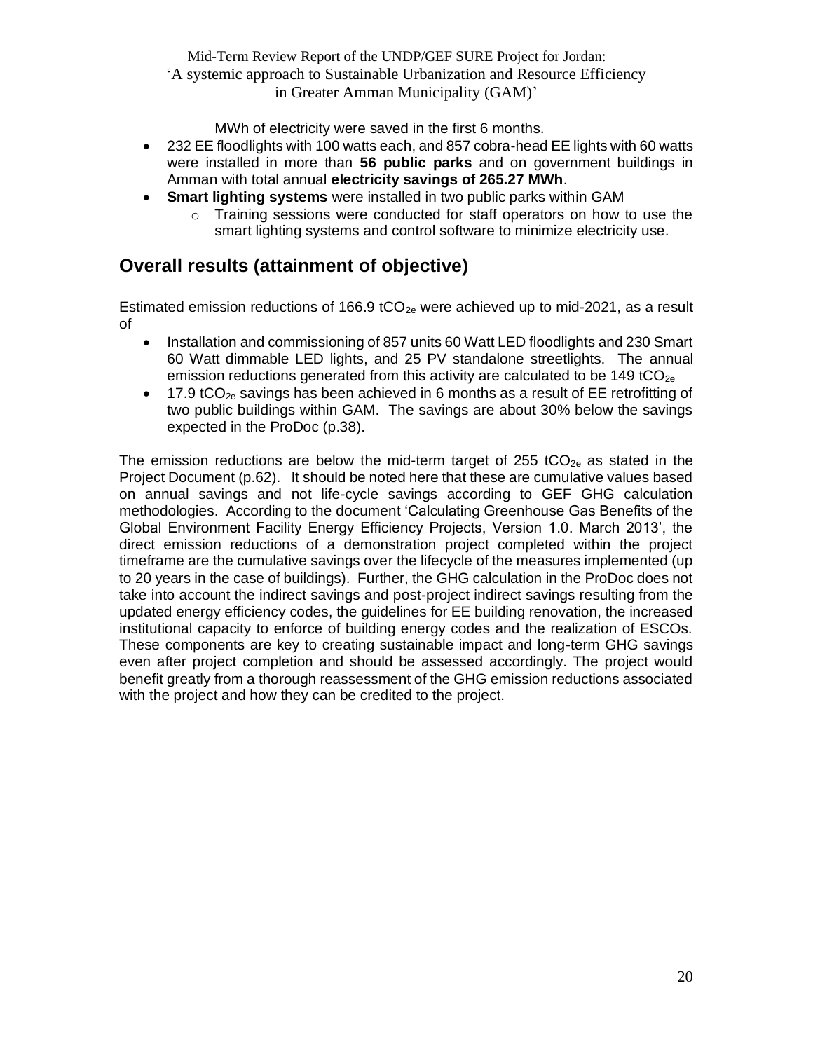MWh of electricity were saved in the first 6 months.

- 232 EE floodlights with 100 watts each, and 857 cobra-head EE lights with 60 watts were installed in more than **56 public parks** and on government buildings in Amman with total annual **electricity savings of 265.27 MWh**.
- **Smart lighting systems** were installed in two public parks within GAM
    - Training sessions were conducted for staff operators on how to use the smart lighting systems and control software to minimize electricity use.

## Overall results (attainment of objective)

Estimated emission reductions of 166.9 $tCO_{2e}$ were achieved up to mid-2021, as a result of

- Installation and commissioning of 857 units 60 Watt LED floodlights and 230 Smart 60 Watt dimmable LED lights, and 25 PV standalone streetlights. The annual emission reductions generated from this activity are calculated to be 149 $tCO_{2e}$
- 17.9 $tCO_{2e}$ savings has been achieved in 6 months as a result of EE retrofitting of two public buildings within GAM. The savings are about 30% below the savings expected in the ProDoc (p.38).

The emission reductions are below the mid-term target of 255 $tCO_{2e}$ as stated in the Project Document (p.62). It should be noted here that these are cumulative values based on annual savings and not life-cycle savings according to GEF GHG calculation methodologies. According to the document 'Calculating Greenhouse Gas Benefits of the Global Environment Facility Energy Efficiency Projects, Version 1.0. March 2013', the direct emission reductions of a demonstration project completed within the project timeframe are the cumulative savings over the lifecycle of the measures implemented (up to 20 years in the case of buildings). Further, the GHG calculation in the ProDoc does not take into account the indirect savings and post-project indirect savings resulting from the updated energy efficiency codes, the guidelines for EE building renovation, the increased institutional capacity to enforce of building energy codes and the realization of ESCOs. These components are key to creating sustainable impact and long-term GHG savings even after project completion and should be assessed accordingly. The project would benefit greatly from a thorough reassessment of the GHG emission reductions associated with the project and how they can be credited to the project.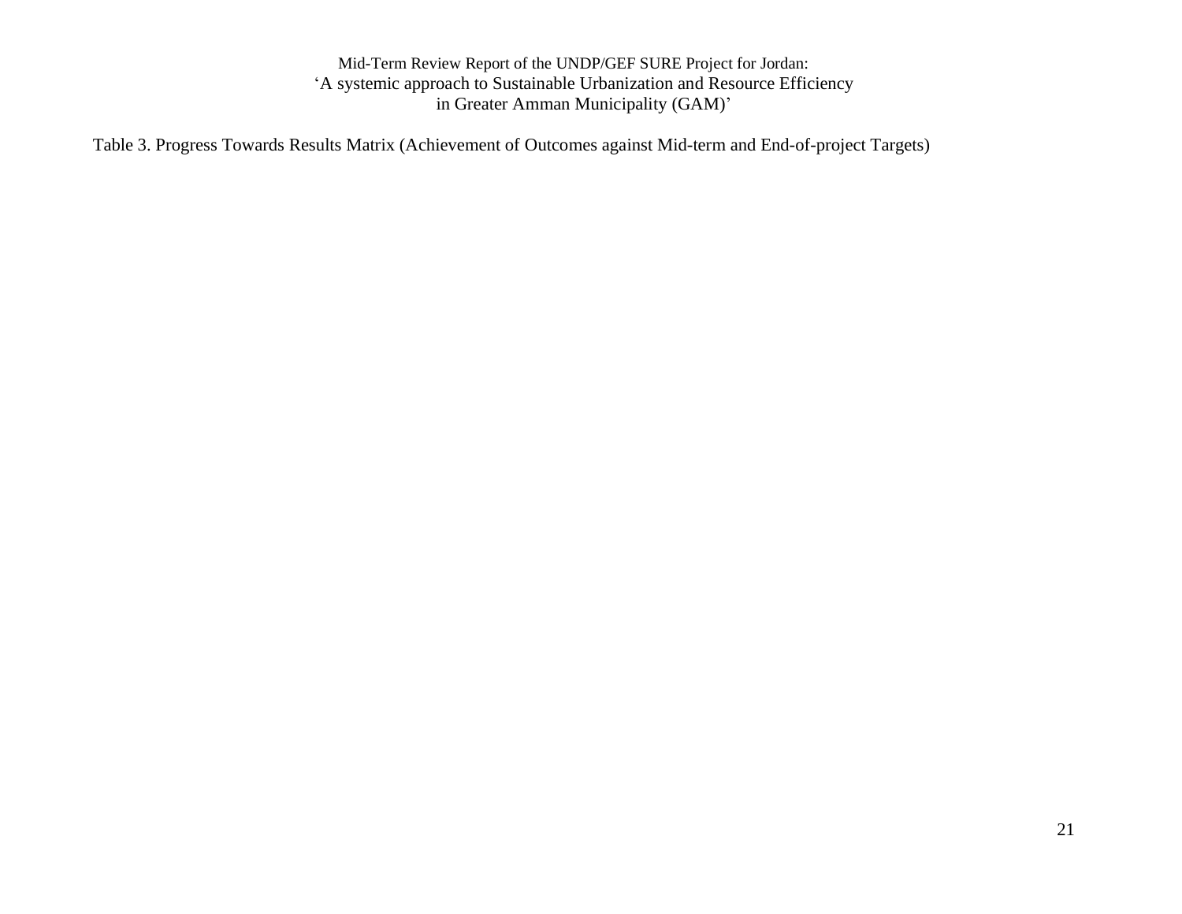Table 3. Progress Towards Results Matrix (Achievement of Outcomes against Mid-term and End-of-project Targets)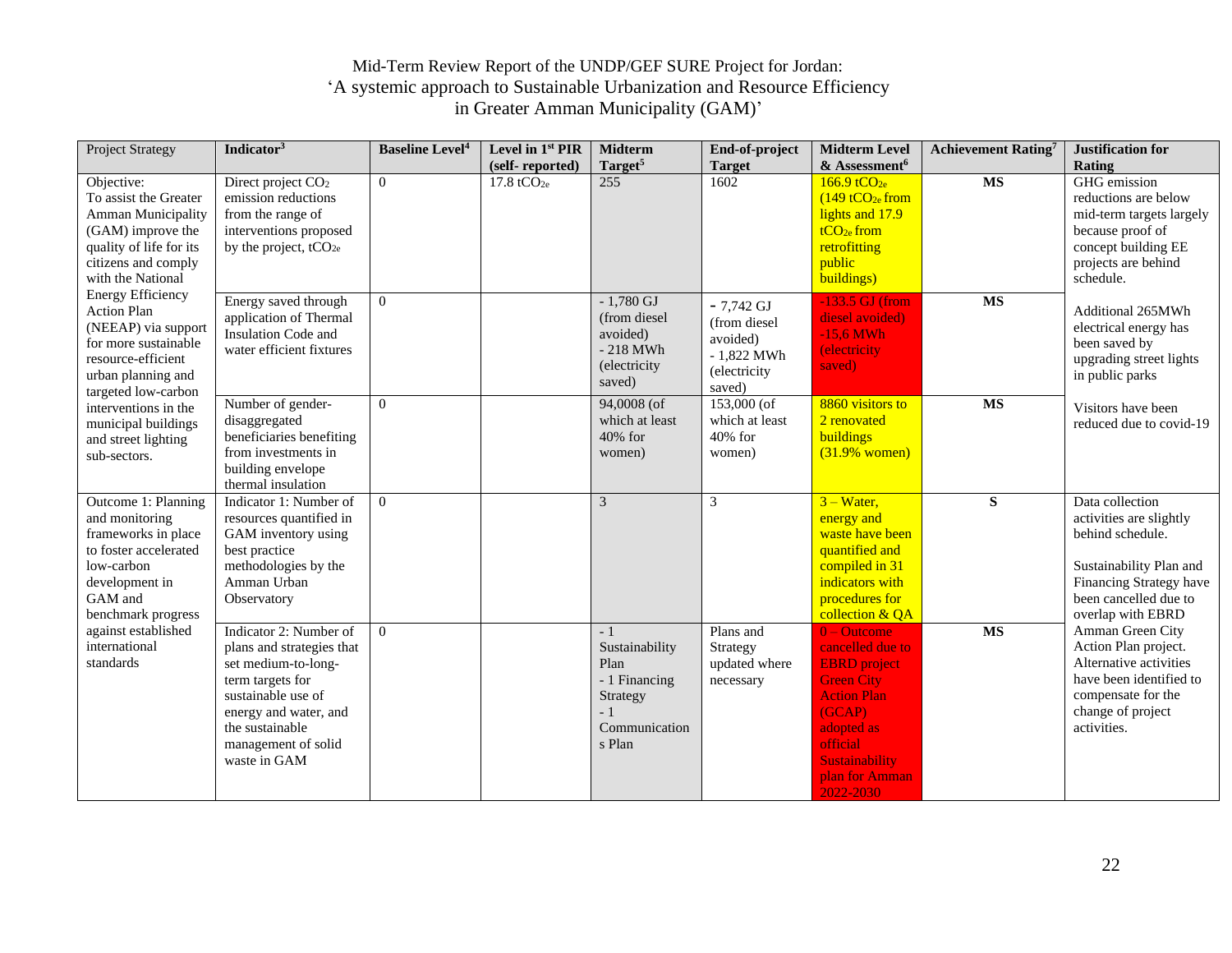Mid-Term Review Report of the UNDP/GEF SURE Project for Jordan: 'A systemic approach to Sustainable Urbanization and Resource Efficiency in Greater Amman Municipality (GAM)'

| Project Strategy | Indicator[3] | Baseline Level[4] | Level in 1st PIR (self- reported) | Midterm Target[5] | End-of-project Target | Midterm Level & Assessment[6] | Achievement Rating[7] | Justification for Rating |
|---|---|---|---|---|---|---|---|---|
| Objective: To assist the Greater Amman Municipality (GAM) improve the quality of life for its citizens and comply with the National Energy Efficiency Action Plan (NEEAP) via support for more sustainable resource-efficient urban planning and targeted low-carbon interventions in the municipal buildings and street lighting sub-sectors. | Direct project $CO_2$ emission reductions from the range of interventions proposed by the project, $tCO_{2e}$ | 0 | 17.8 $tCO_{2e}$ | 255 | 1602 | 166.9 $tCO_{2e}$ (149 $tCO_{2e}$ from lights and 17.9 $tCO_{2e}$ from retrofitting public buildings) | **MS** | GHG emission reductions are below mid-term targets largely because proof of concept building EE projects are behind schedule. |
| | Energy saved through application of Thermal Insulation Code and water efficient fixtures | 0 | | - 1,780 GJ (from diesel avoided) - 218 MWh (electricity saved) | - 7,742 GJ (from diesel avoided) - 1,822 MWh (electricity saved) | -133.5 GJ (from diesel avoided) -15.6 MWh (electricity saved) | **MS** | Additional 265MWh electrical energy has been saved by upgrading street lights in public parks |
| | Number of gender-disaggregated beneficiaries benefiting from investments in building envelope thermal insulation | 0 | | 94,0008 (of which at least 40% for women) | 153,000 (of which at least 40% for women) | 8860 visitors to 2 renovated buildings (31.9% women) | **MS** | Visitors have been reduced due to covid-19 |
| Outcome 1: Planning and monitoring frameworks in place to foster accelerated low-carbon development in GAM and benchmark progress against established international standards | Indicator 1: Number of resources quantified in GAM inventory using best practice methodologies by the Amman Urban Observatory | 0 | | 3 | 3 | 3 – Water, energy and waste have been quantified and compiled in 31 indicators with procedures for collection & QA | **S** | Data collection activities are slightly behind schedule. Sustainability Plan and Financing Strategy have been cancelled due to overlap with EBRD Amman Green City Action Plan project. Alternative activities have been identified to compensate for the change of project activities. |
| | Indicator 2: Number of plans and strategies that set medium-to-long-term targets for sustainable use of energy and water, and the sustainable management of solid waste in GAM | 0 | | - 1 Sustainability Plan - 1 Financing Strategy - 1 Communications Plan | Plans and Strategy updated where necessary | 0 – Outcome cancelled due to EBRD project Green City Action Plan (GCAP) adopted as official Sustainability plan for Amman 2022-2030 | **MS** | |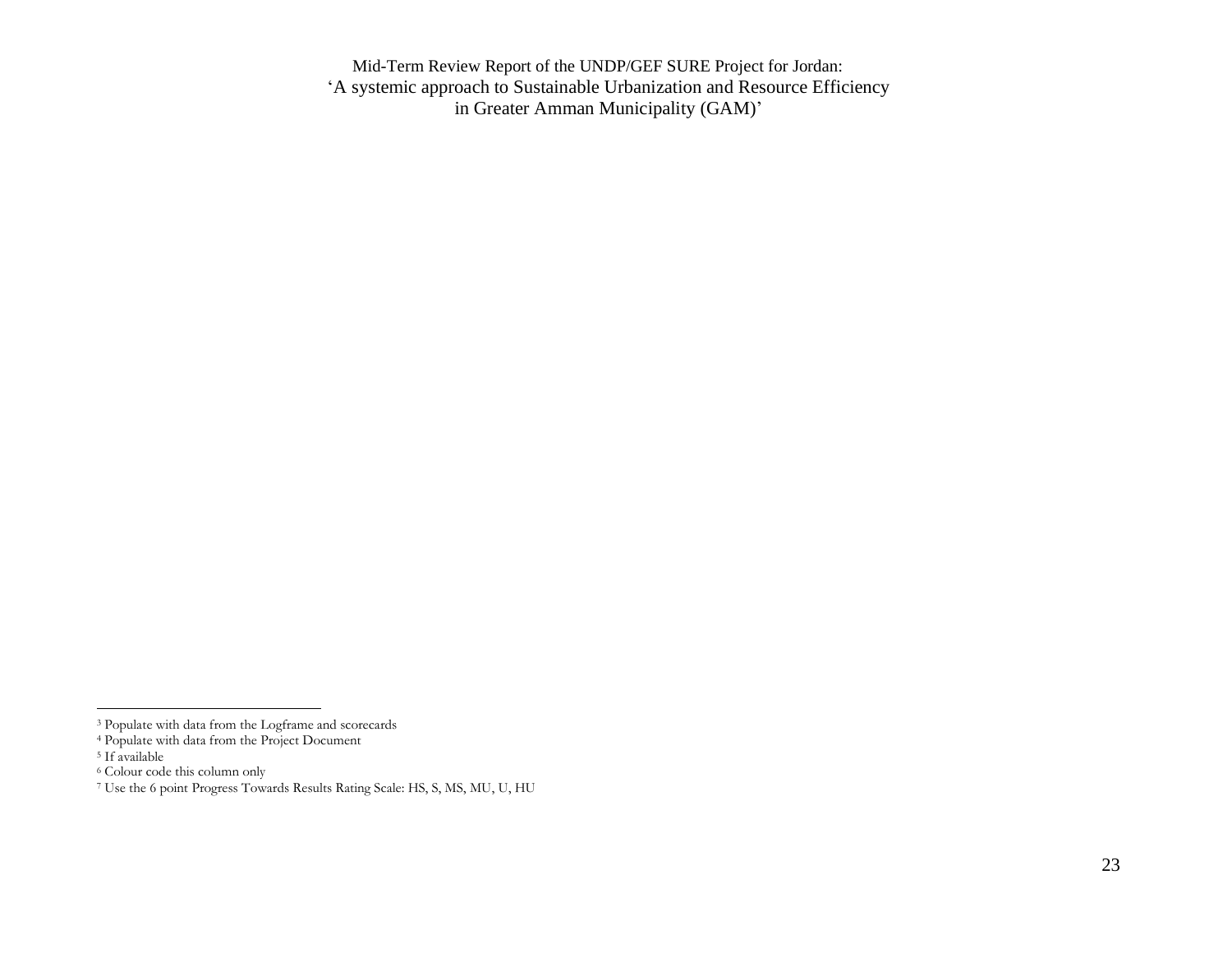[3] Populate with data from the Logframe and scorecards

[4] Populate with data from the Project Document

[5] If available

[6] Colour code this column only

[7] Use the 6 point Progress Towards Results Rating Scale: HS, S, MS, MU, U, HU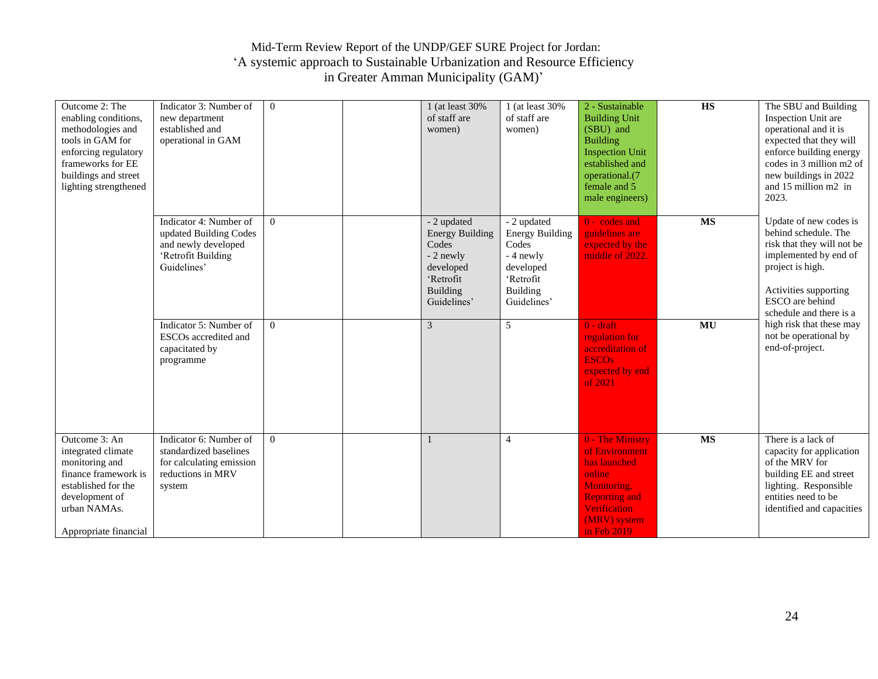| Outcome 2: The enabling conditions, methodologies and tools in GAM for enforcing regulatory frameworks for EE buildings and street lighting strengthened | Indicator 3: Number of new department established and operational in GAM | 0 | | 1 (at least 30% of staff are women) | 1 (at least 30% of staff are women) | 2 - Sustainable Building Unit (SBU) and Building Inspection Unit established and operational.(7 female and 5 male engineers) | **HS** | The SBU and Building Inspection Unit are operational and it is expected that they will enforce building energy codes in 3 million m2 of new buildings in 2022 and 15 million m2 in 2023. |
|---|---|---|---|---|---|---|---|---|
| | Indicator 4: Number of updated Building Codes and newly developed 'Retrofit Building Guidelines' | 0 | | - 2 updated Energy Building Codes<br>- 2 newly developed 'Retrofit Building Guidelines' | - 2 updated Energy Building Codes<br>- 4 newly developed 'Retrofit Building Guidelines' | 0 - codes and guidelines are expected by the middle of 2022. | **MS** | Update of new codes is behind schedule. The risk that they will not be implemented by end of project is high.<br><br>Activities supporting ESCO are behind schedule and there is a high risk that these may not be operational by end-of-project. |
| | Indicator 5: Number of ESCOs accredited and capacitated by programme | 0 | | 3 | 5 | 0 - draft regulation for accreditation of ESCOs expected by end of 2021 | **MU** | |
| Outcome 3: An integrated climate monitoring and finance framework is established for the development of urban NAMAs.<br><br>Appropriate financial | Indicator 6: Number of standardized baselines for calculating emission reductions in MRV system | 0 | | 1 | 4 | 0 - The Ministry of Environment has launched online Monitoring, Reporting and Verification (MRV) system in Feb 2019 | **MS** | There is a lack of capacity for application of the MRV for building EE and street lighting. Responsible entities need to be identified and capacities |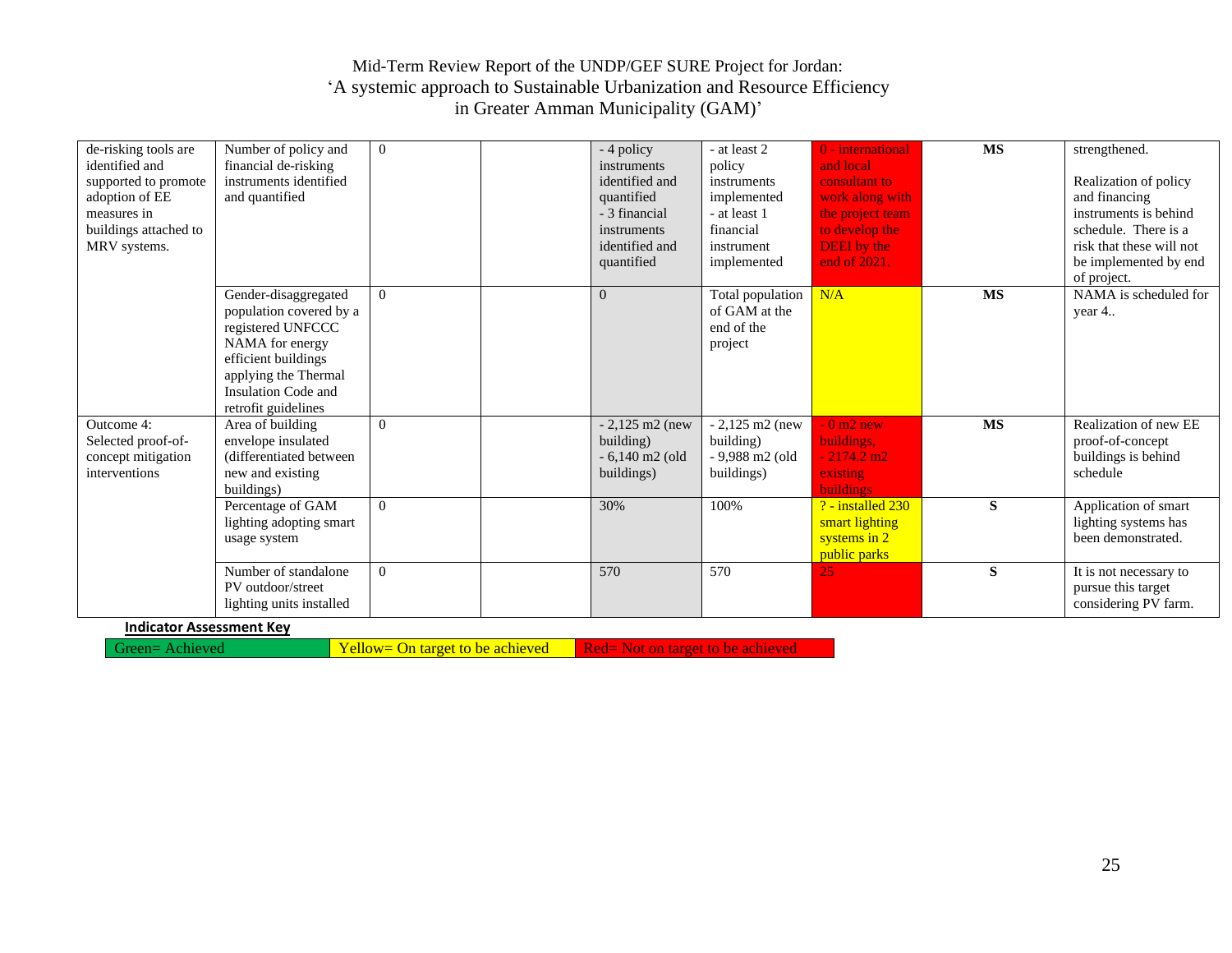| | | | | | | | | |
|---|---|---|---|---|---|---|---|---|
| de-risking tools are identified and supported to promote adoption of EE measures in buildings attached to MRV systems. | Number of policy and financial de-risking instruments identified and quantified | 0 | | - 4 policy instruments identified and quantified<br>- 3 financial instruments identified and quantified | - at least 2 policy instruments implemented<br>- at least 1 financial instrument implemented | 0 - international and local consultant to work along with the project team to develop the DEEI by the end of 2021. | **MS** | strengthened.<br><br>Realization of policy and financing instruments is behind schedule. There is a risk that these will not be implemented by end of project. |
| | Gender-disaggregated population covered by a registered UNFCCC NAMA for energy efficient buildings applying the Thermal Insulation Code and retrofit guidelines | 0 | | 0 | Total population of GAM at the end of the project | N/A | **MS** | NAMA is scheduled for year 4.. |
| Outcome 4: Selected proof-of-concept mitigation interventions | Area of building envelope insulated (differentiated between new and existing buildings) | 0 | | - 2,125 m2 (new building)<br>- 6,140 m2 (old buildings) | - 2,125 m2 (new building)<br>- 9,988 m2 (old buildings) | - 0 m2 new buildings,<br>- 2174.2 m2 existing buildings | **MS** | Realization of new EE proof-of-concept buildings is behind schedule |
| | Percentage of GAM lighting adopting smart usage system | 0 | | 30% | 100% | ? - installed 230 smart lighting systems in 2 public parks | **S** | Application of smart lighting systems has been demonstrated. |
| | Number of standalone PV outdoor/street lighting units installed | 0 | | 570 | 570 | 25 | **S** | It is not necessary to pursue this target considering PV farm. |

**Indicator Assessment Key**

| Green= Achieved | Yellow= On target to be achieved | Red= Not on target to be achieved |
|---|---|---|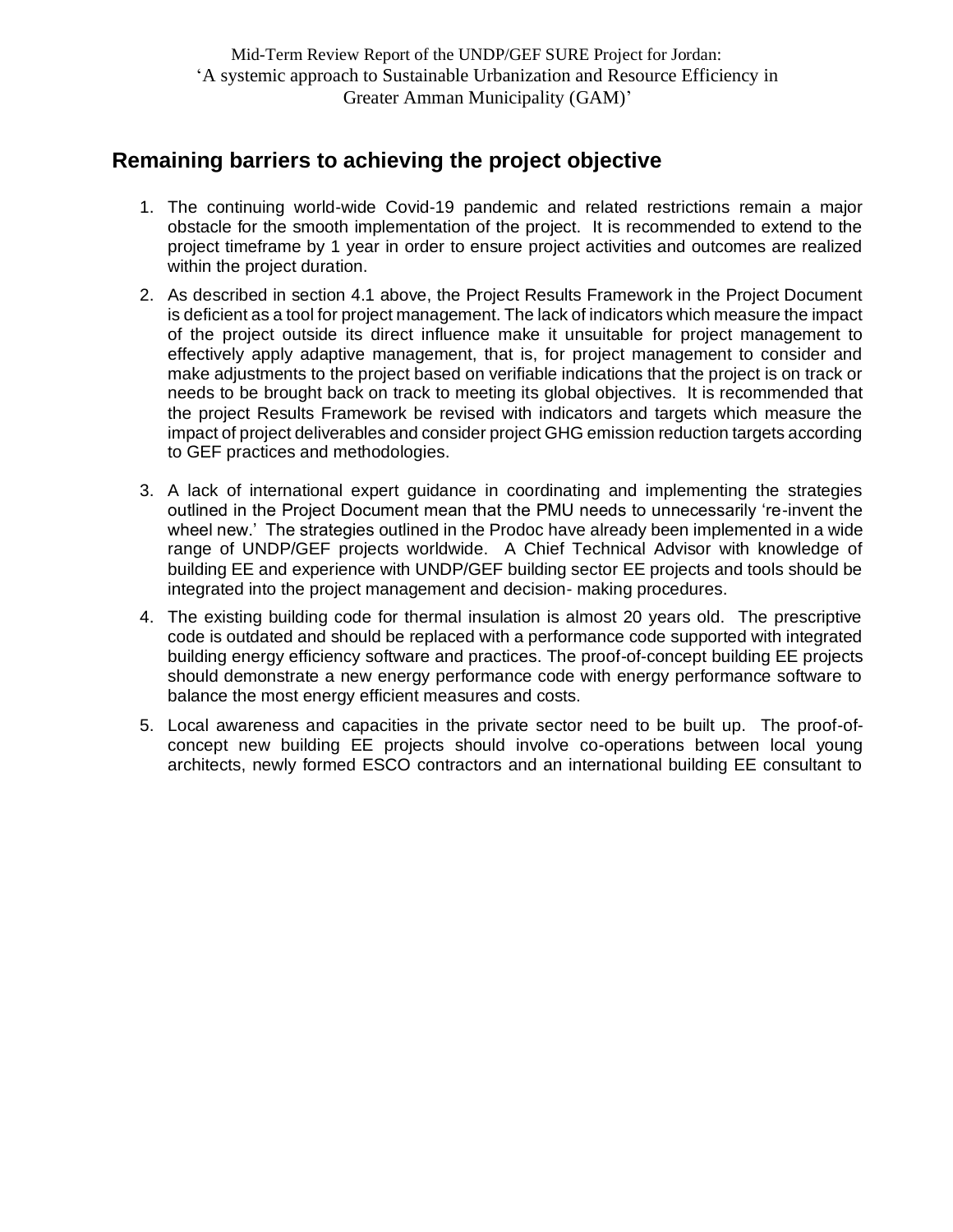## Remaining barriers to achieving the project objective

1. The continuing world-wide Covid-19 pandemic and related restrictions remain a major obstacle for the smooth implementation of the project. It is recommended to extend to the project timeframe by 1 year in order to ensure project activities and outcomes are realized within the project duration.
2. As described in section 4.1 above, the Project Results Framework in the Project Document is deficient as a tool for project management. The lack of indicators which measure the impact of the project outside its direct influence make it unsuitable for project management to effectively apply adaptive management, that is, for project management to consider and make adjustments to the project based on verifiable indications that the project is on track or needs to be brought back on track to meeting its global objectives. It is recommended that the project Results Framework be revised with indicators and targets which measure the impact of project deliverables and consider project GHG emission reduction targets according to GEF practices and methodologies.
3. A lack of international expert guidance in coordinating and implementing the strategies outlined in the Project Document mean that the PMU needs to unnecessarily 're-invent the wheel new.' The strategies outlined in the Prodoc have already been implemented in a wide range of UNDP/GEF projects worldwide. A Chief Technical Advisor with knowledge of building EE and experience with UNDP/GEF building sector EE projects and tools should be integrated into the project management and decision- making procedures.
4. The existing building code for thermal insulation is almost 20 years old. The prescriptive code is outdated and should be replaced with a performance code supported with integrated building energy efficiency software and practices. The proof-of-concept building EE projects should demonstrate a new energy performance code with energy performance software to balance the most energy efficient measures and costs.
5. Local awareness and capacities in the private sector need to be built up. The proof-of-concept new building EE projects should involve co-operations between local young architects, newly formed ESCO contractors and an international building EE consultant to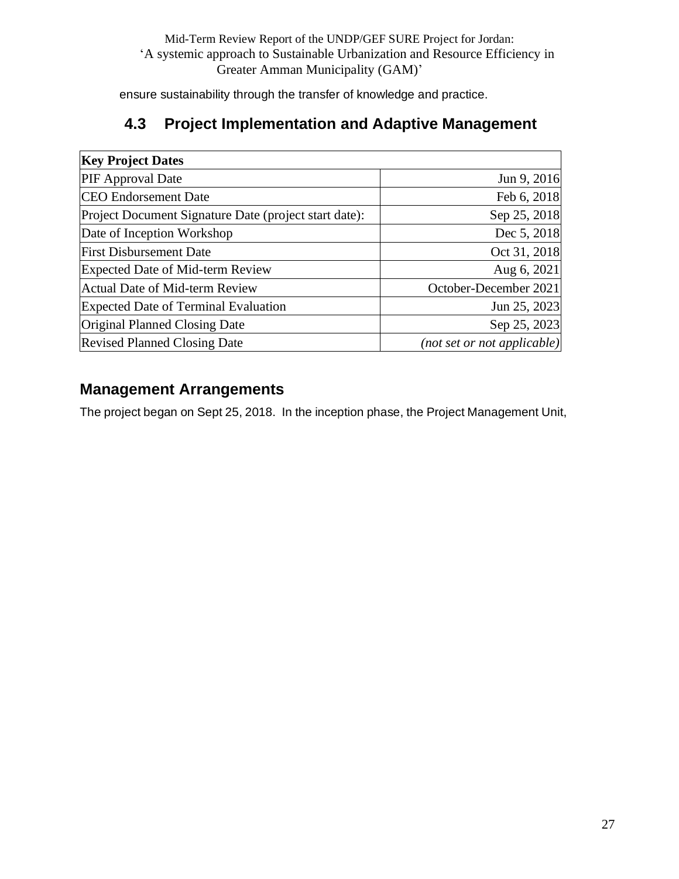ensure sustainability through the transfer of knowledge and practice.

## 4.3 Project Implementation and Adaptive Management

| **Key Project Dates** | |
|---|---|
| PIF Approval Date | Jun 9, 2016 |
| CEO Endorsement Date | Feb 6, 2018 |
| Project Document Signature Date (project start date): | Sep 25, 2018 |
| Date of Inception Workshop | Dec 5, 2018 |
| First Disbursement Date | Oct 31, 2018 |
| Expected Date of Mid-term Review | Aug 6, 2021 |
| Actual Date of Mid-term Review | October-December 2021 |
| Expected Date of Terminal Evaluation | Jun 25, 2023 |
| Original Planned Closing Date | Sep 25, 2023 |
| Revised Planned Closing Date | *(not set or not applicable)* |

### Management Arrangements

The project began on Sept 25, 2018. In the inception phase, the Project Management Unit,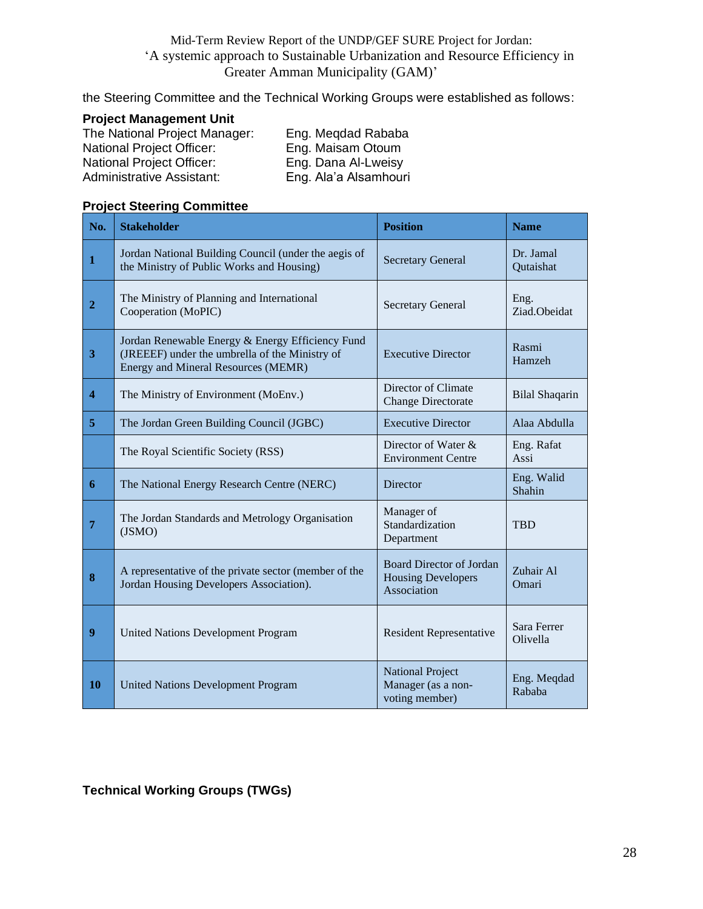the Steering Committee and the Technical Working Groups were established as follows:

**Project Management Unit**

The National Project Manager: Eng. Meqdad Rababa
National Project Officer: Eng. Maisam Otoum
National Project Officer: Eng. Dana Al-Lweisy
Administrative Assistant: Eng. Ala'a Alsamhouri

**Project Steering Committee**

| No. | Stakeholder | Position | Name |
|---|---|---|---|
| 1 | Jordan National Building Council (under the aegis of the Ministry of Public Works and Housing) | Secretary General | Dr. Jamal Qutaishat |
| 2 | The Ministry of Planning and International Cooperation (MoPIC) | Secretary General | Eng. Ziad.Obeidat |
| 3 | Jordan Renewable Energy & Energy Efficiency Fund (JREEEF) under the umbrella of the Ministry of Energy and Mineral Resources (MEMR) | Executive Director | Rasmi Hamzeh |
| 4 | The Ministry of Environment (MoEnv.) | Director of Climate Change Directorate | Bilal Shaqarin |
| 5 | The Jordan Green Building Council (JGBC) | Executive Director | Alaa Abdulla |
| | The Royal Scientific Society (RSS) | Director of Water & Environment Centre | Eng. Rafat Assi |
| 6 | The National Energy Research Centre (NERC) | Director | Eng. Walid Shahin |
| 7 | The Jordan Standards and Metrology Organisation (JSMO) | Manager of Standardization Department | TBD |
| 8 | A representative of the private sector (member of the Jordan Housing Developers Association). | Board Director of Jordan Housing Developers Association | Zuhair Al Omari |
| 9 | United Nations Development Program | Resident Representative | Sara Ferrer Olivella |
| 10 | United Nations Development Program | National Project Manager (as a non-voting member) | Eng. Meqdad Rababa |

**Technical Working Groups (TWGs)**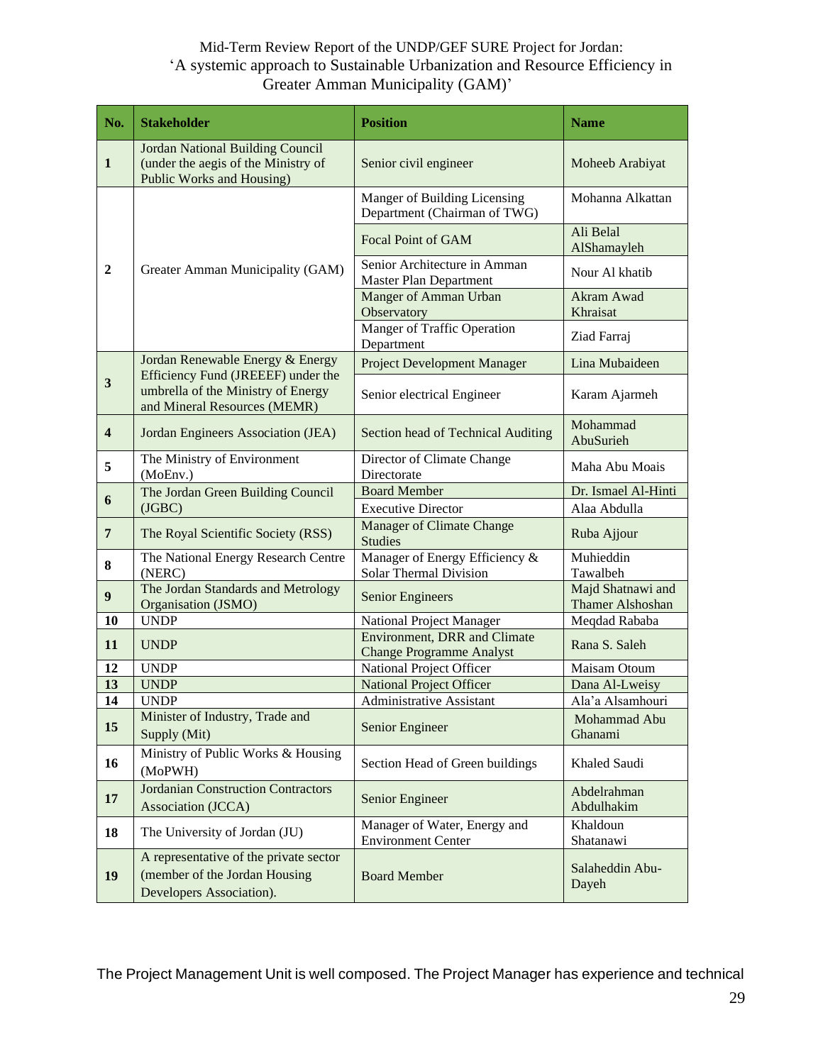| No. | Stakeholder | Position | Name |
|---|---|---|---|
| 1 | Jordan National Building Council (under the aegis of the Ministry of Public Works and Housing) | Senior civil engineer | Moheeb Arabiyat |
| 2 | Greater Amman Municipality (GAM) | Manger of Building Licensing Department (Chairman of TWG) | Mohanna Alkattan |
| | | Focal Point of GAM | Ali Belal AlShamayleh |
| | | Senior Architecture in Amman Master Plan Department | Nour Al khatib |
| | | Manger of Amman Urban Observatory | Akram Awad Khraisat |
| | | Manger of Traffic Operation Department | Ziad Farraj |
| 3 | Jordan Renewable Energy & Energy Efficiency Fund (JREEEF) under the umbrella of the Ministry of Energy and Mineral Resources (MEMR) | Project Development Manager | Lina Mubaideen |
| | | Senior electrical Engineer | Karam Ajarmeh |
| 4 | Jordan Engineers Association (JEA) | Section head of Technical Auditing | Mohammad AbuSurieh |
| 5 | The Ministry of Environment (MoEnv.) | Director of Climate Change Directorate | Maha Abu Moais |
| 6 | The Jordan Green Building Council (JGBC) | Board Member | Dr. Ismael Al-Hinti |
| | | Executive Director | Alaa Abdulla |
| 7 | The Royal Scientific Society (RSS) | Manager of Climate Change Studies | Ruba Ajjour |
| 8 | The National Energy Research Centre (NERC) | Manager of Energy Efficiency & Solar Thermal Division | Muhieddin Tawalbeh |
| 9 | The Jordan Standards and Metrology Organisation (JSMO) | Senior Engineers | Majd Shatnawi and Thamer Alshoshan |
| 10 | UNDP | National Project Manager | Meqdad Rababa |
| 11 | UNDP | Environment, DRR and Climate Change Programme Analyst | Rana S. Saleh |
| 12 | UNDP | National Project Officer | Maisam Otoum |
| 13 | UNDP | National Project Officer | Dana Al-Lweisy |
| 14 | UNDP | Administrative Assistant | Ala'a Alsamhouri |
| 15 | Minister of Industry, Trade and Supply (Mit) | Senior Engineer | Mohammad Abu Ghanami |
| 16 | Ministry of Public Works & Housing (MoPWH) | Section Head of Green buildings | Khaled Saudi |
| 17 | Jordanian Construction Contractors Association (JCCA) | Senior Engineer | Abdelrahman Abdulhakim |
| 18 | The University of Jordan (JU) | Manager of Water, Energy and Environment Center | Khaldoun Shatanawi |
| 19 | A representative of the private sector (member of the Jordan Housing Developers Association). | Board Member | Salaheddin Abu-Dayeh |

The Project Management Unit is well composed. The Project Manager has experience and technical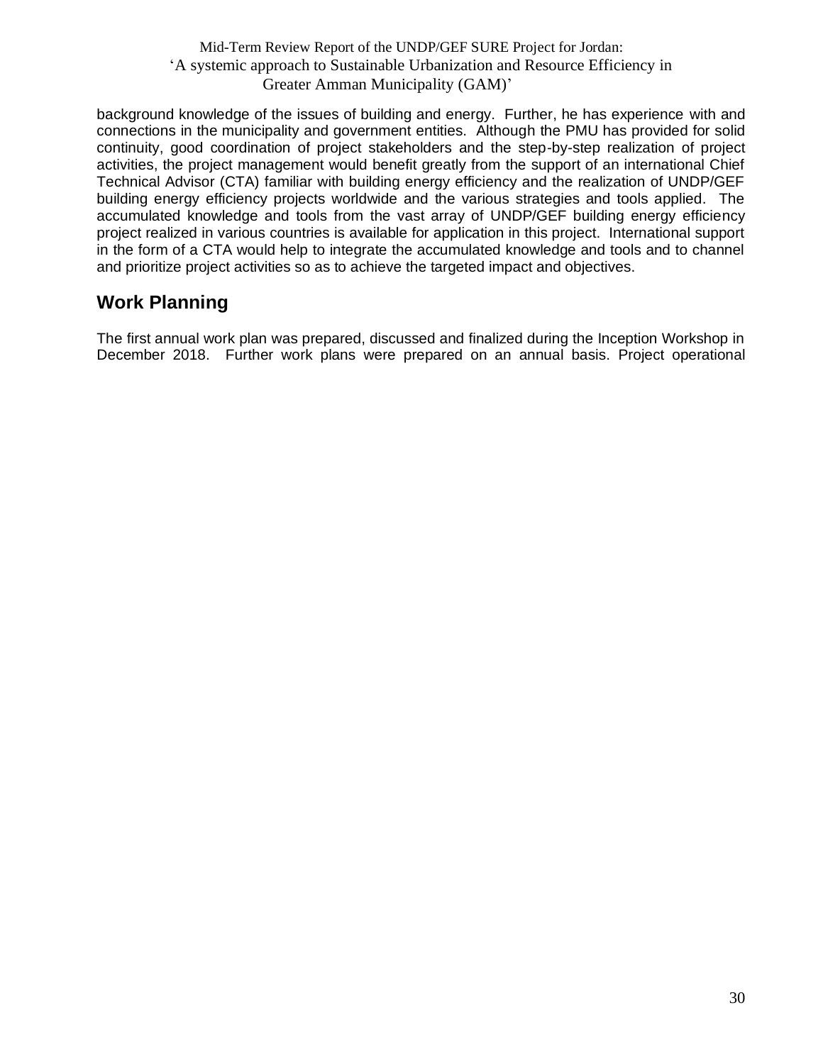background knowledge of the issues of building and energy. Further, he has experience with and connections in the municipality and government entities. Although the PMU has provided for solid continuity, good coordination of project stakeholders and the step-by-step realization of project activities, the project management would benefit greatly from the support of an international Chief Technical Advisor (CTA) familiar with building energy efficiency and the realization of UNDP/GEF building energy efficiency projects worldwide and the various strategies and tools applied. The accumulated knowledge and tools from the vast array of UNDP/GEF building energy efficiency project realized in various countries is available for application in this project. International support in the form of a CTA would help to integrate the accumulated knowledge and tools and to channel and prioritize project activities so as to achieve the targeted impact and objectives.

## Work Planning

The first annual work plan was prepared, discussed and finalized during the Inception Workshop in December 2018. Further work plans were prepared on an annual basis. Project operational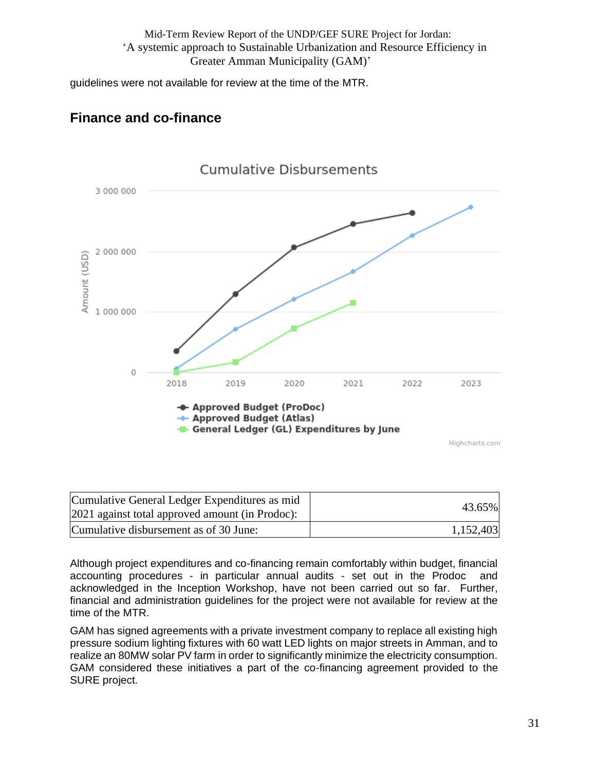guidelines were not available for review at the time of the MTR.

## Finance and co-finance

| Cumulative General Ledger Expenditures as mid 2021 against total approved amount (in Prodoc): | 43.65% |
| --- | --- |
| Cumulative disbursement as of 30 June: | 1,152,403 |

Although project expenditures and co-financing remain comfortably within budget, financial accounting procedures - in particular annual audits - set out in the Prodoc and acknowledged in the Inception Workshop, have not been carried out so far. Further, financial and administration guidelines for the project were not available for review at the time of the MTR.

GAM has signed agreements with a private investment company to replace all existing high pressure sodium lighting fixtures with 60 watt LED lights on major streets in Amman, and to realize an 80MW solar PV farm in order to significantly minimize the electricity consumption. GAM considered these initiatives a part of the co-financing agreement provided to the SURE project.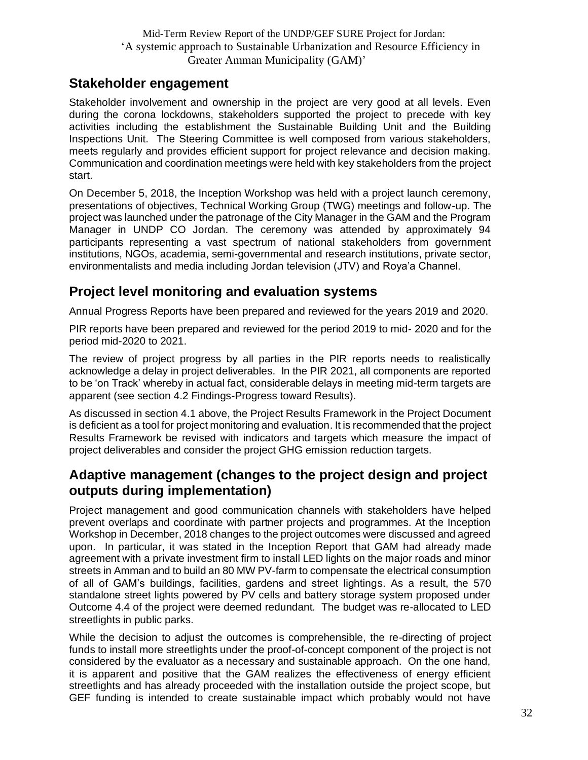## Stakeholder engagement

Stakeholder involvement and ownership in the project are very good at all levels. Even during the corona lockdowns, stakeholders supported the project to precede with key activities including the establishment the Sustainable Building Unit and the Building Inspections Unit. The Steering Committee is well composed from various stakeholders, meets regularly and provides efficient support for project relevance and decision making. Communication and coordination meetings were held with key stakeholders from the project start.

On December 5, 2018, the Inception Workshop was held with a project launch ceremony, presentations of objectives, Technical Working Group (TWG) meetings and follow-up. The project was launched under the patronage of the City Manager in the GAM and the Program Manager in UNDP CO Jordan. The ceremony was attended by approximately 94 participants representing a vast spectrum of national stakeholders from government institutions, NGOs, academia, semi-governmental and research institutions, private sector, environmentalists and media including Jordan television (JTV) and Roya'a Channel.

## Project level monitoring and evaluation systems

Annual Progress Reports have been prepared and reviewed for the years 2019 and 2020.

PIR reports have been prepared and reviewed for the period 2019 to mid- 2020 and for the period mid-2020 to 2021.

The review of project progress by all parties in the PIR reports needs to realistically acknowledge a delay in project deliverables. In the PIR 2021, all components are reported to be 'on Track' whereby in actual fact, considerable delays in meeting mid-term targets are apparent (see section 4.2 Findings-Progress toward Results).

As discussed in section 4.1 above, the Project Results Framework in the Project Document is deficient as a tool for project monitoring and evaluation. It is recommended that the project Results Framework be revised with indicators and targets which measure the impact of project deliverables and consider the project GHG emission reduction targets.

## Adaptive management (changes to the project design and project outputs during implementation)

Project management and good communication channels with stakeholders have helped prevent overlaps and coordinate with partner projects and programmes. At the Inception Workshop in December, 2018 changes to the project outcomes were discussed and agreed upon. In particular, it was stated in the Inception Report that GAM had already made agreement with a private investment firm to install LED lights on the major roads and minor streets in Amman and to build an 80 MW PV-farm to compensate the electrical consumption of all of GAM's buildings, facilities, gardens and street lightings. As a result, the 570 standalone street lights powered by PV cells and battery storage system proposed under Outcome 4.4 of the project were deemed redundant. The budget was re-allocated to LED streetlights in public parks.

While the decision to adjust the outcomes is comprehensible, the re-directing of project funds to install more streetlights under the proof-of-concept component of the project is not considered by the evaluator as a necessary and sustainable approach. On the one hand, it is apparent and positive that the GAM realizes the effectiveness of energy efficient streetlights and has already proceeded with the installation outside the project scope, but GEF funding is intended to create sustainable impact which probably would not have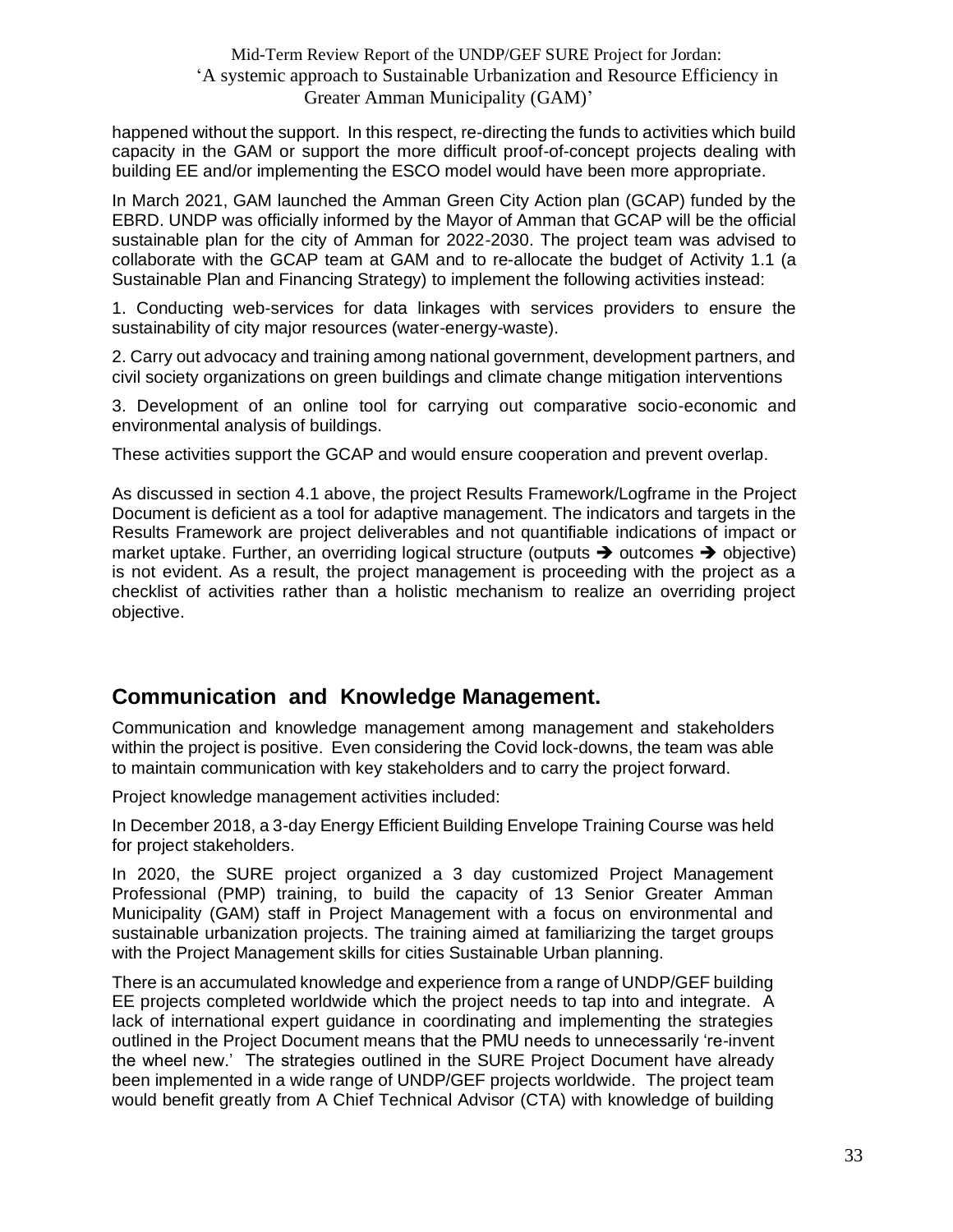happened without the support. In this respect, re-directing the funds to activities which build capacity in the GAM or support the more difficult proof-of-concept projects dealing with building EE and/or implementing the ESCO model would have been more appropriate.

In March 2021, GAM launched the Amman Green City Action plan (GCAP) funded by the EBRD. UNDP was officially informed by the Mayor of Amman that GCAP will be the official sustainable plan for the city of Amman for 2022-2030. The project team was advised to collaborate with the GCAP team at GAM and to re-allocate the budget of Activity 1.1 (a Sustainable Plan and Financing Strategy) to implement the following activities instead:

1. Conducting web-services for data linkages with services providers to ensure the sustainability of city major resources (water-energy-waste).

2. Carry out advocacy and training among national government, development partners, and civil society organizations on green buildings and climate change mitigation interventions

3. Development of an online tool for carrying out comparative socio-economic and environmental analysis of buildings.

These activities support the GCAP and would ensure cooperation and prevent overlap.

As discussed in section 4.1 above, the project Results Framework/Logframe in the Project Document is deficient as a tool for adaptive management. The indicators and targets in the Results Framework are project deliverables and not quantifiable indications of impact or market uptake. Further, an overriding logical structure (outputs ➔ outcomes ➔ objective) is not evident. As a result, the project management is proceeding with the project as a checklist of activities rather than a holistic mechanism to realize an overriding project objective.

## Communication and Knowledge Management.

Communication and knowledge management among management and stakeholders within the project is positive. Even considering the Covid lock-downs, the team was able to maintain communication with key stakeholders and to carry the project forward.

Project knowledge management activities included:

In December 2018, a 3-day Energy Efficient Building Envelope Training Course was held for project stakeholders.

In 2020, the SURE project organized a 3 day customized Project Management Professional (PMP) training, to build the capacity of 13 Senior Greater Amman Municipality (GAM) staff in Project Management with a focus on environmental and sustainable urbanization projects. The training aimed at familiarizing the target groups with the Project Management skills for cities Sustainable Urban planning.

There is an accumulated knowledge and experience from a range of UNDP/GEF building EE projects completed worldwide which the project needs to tap into and integrate. A lack of international expert guidance in coordinating and implementing the strategies outlined in the Project Document means that the PMU needs to unnecessarily 're-invent the wheel new.' The strategies outlined in the SURE Project Document have already been implemented in a wide range of UNDP/GEF projects worldwide. The project team would benefit greatly from A Chief Technical Advisor (CTA) with knowledge of building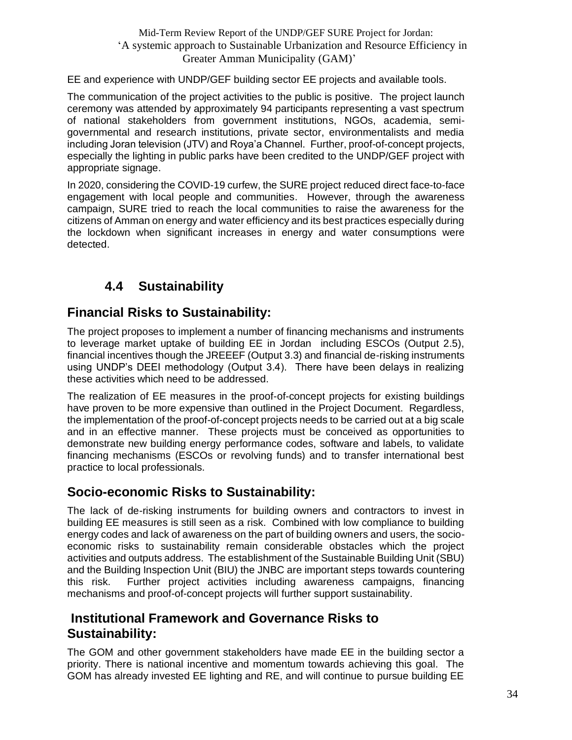EE and experience with UNDP/GEF building sector EE projects and available tools.

The communication of the project activities to the public is positive. The project launch ceremony was attended by approximately 94 participants representing a vast spectrum of national stakeholders from government institutions, NGOs, academia, semi-governmental and research institutions, private sector, environmentalists and media including Joran television (JTV) and Roya'a Channel. Further, proof-of-concept projects, especially the lighting in public parks have been credited to the UNDP/GEF project with appropriate signage.

In 2020, considering the COVID-19 curfew, the SURE project reduced direct face-to-face engagement with local people and communities. However, through the awareness campaign, SURE tried to reach the local communities to raise the awareness for the citizens of Amman on energy and water efficiency and its best practices especially during the lockdown when significant increases in energy and water consumptions were detected.

## 4.4 Sustainability

### Financial Risks to Sustainability:

The project proposes to implement a number of financing mechanisms and instruments to leverage market uptake of building EE in Jordan including ESCOs (Output 2.5), financial incentives though the JREEEF (Output 3.3) and financial de-risking instruments using UNDP's DEEI methodology (Output 3.4). There have been delays in realizing these activities which need to be addressed.

The realization of EE measures in the proof-of-concept projects for existing buildings have proven to be more expensive than outlined in the Project Document. Regardless, the implementation of the proof-of-concept projects needs to be carried out at a big scale and in an effective manner. These projects must be conceived as opportunities to demonstrate new building energy performance codes, software and labels, to validate financing mechanisms (ESCOs or revolving funds) and to transfer international best practice to local professionals.

### Socio-economic Risks to Sustainability:

The lack of de-risking instruments for building owners and contractors to invest in building EE measures is still seen as a risk. Combined with low compliance to building energy codes and lack of awareness on the part of building owners and users, the socio-economic risks to sustainability remain considerable obstacles which the project activities and outputs address. The establishment of the Sustainable Building Unit (SBU) and the Building Inspection Unit (BIU) the JNBC are important steps towards countering this risk. Further project activities including awareness campaigns, financing mechanisms and proof-of-concept projects will further support sustainability.

### Institutional Framework and Governance Risks to Sustainability:

The GOM and other government stakeholders have made EE in the building sector a priority. There is national incentive and momentum towards achieving this goal. The GOM has already invested EE lighting and RE, and will continue to pursue building EE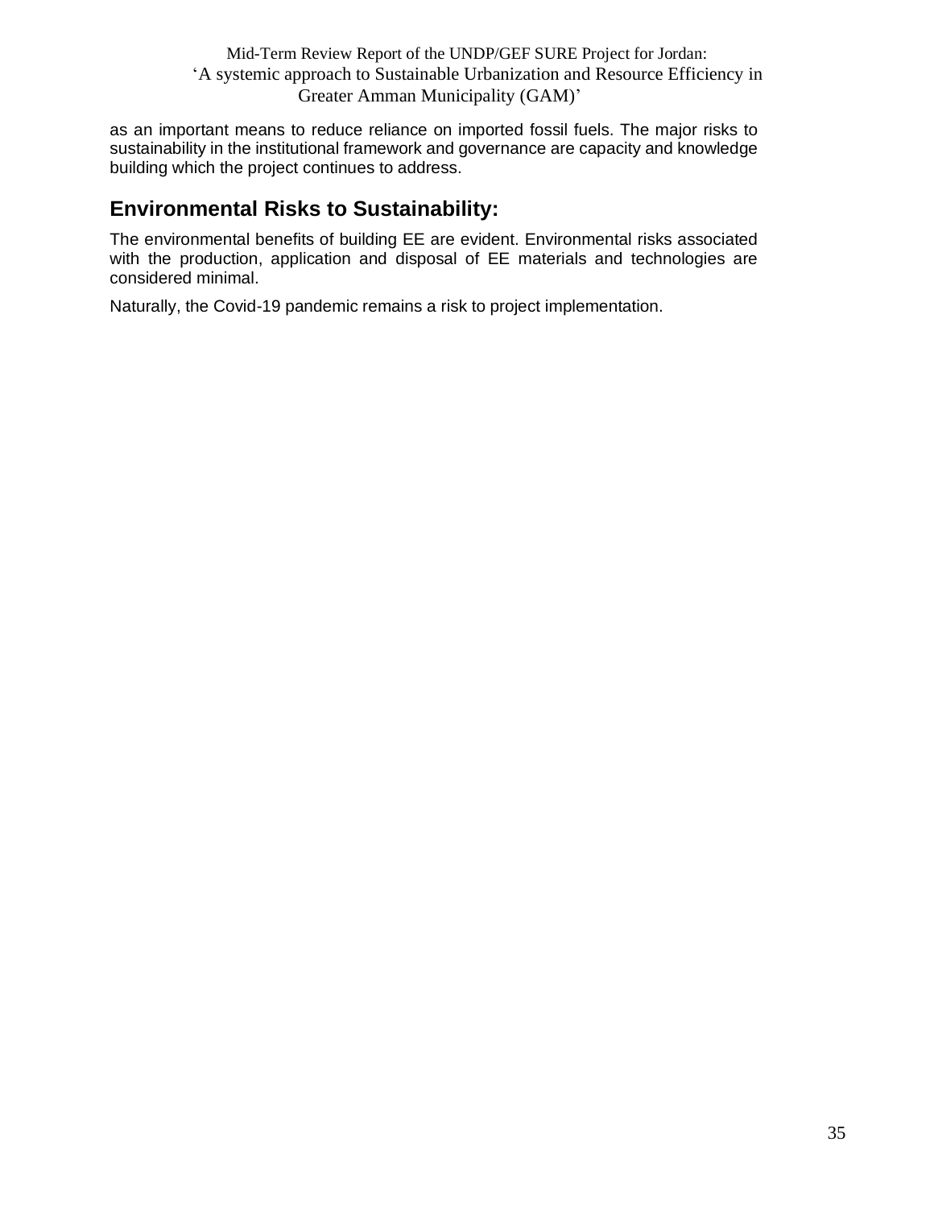as an important means to reduce reliance on imported fossil fuels. The major risks to sustainability in the institutional framework and governance are capacity and knowledge building which the project continues to address.

## Environmental Risks to Sustainability:

The environmental benefits of building EE are evident. Environmental risks associated with the production, application and disposal of EE materials and technologies are considered minimal.

Naturally, the Covid-19 pandemic remains a risk to project implementation.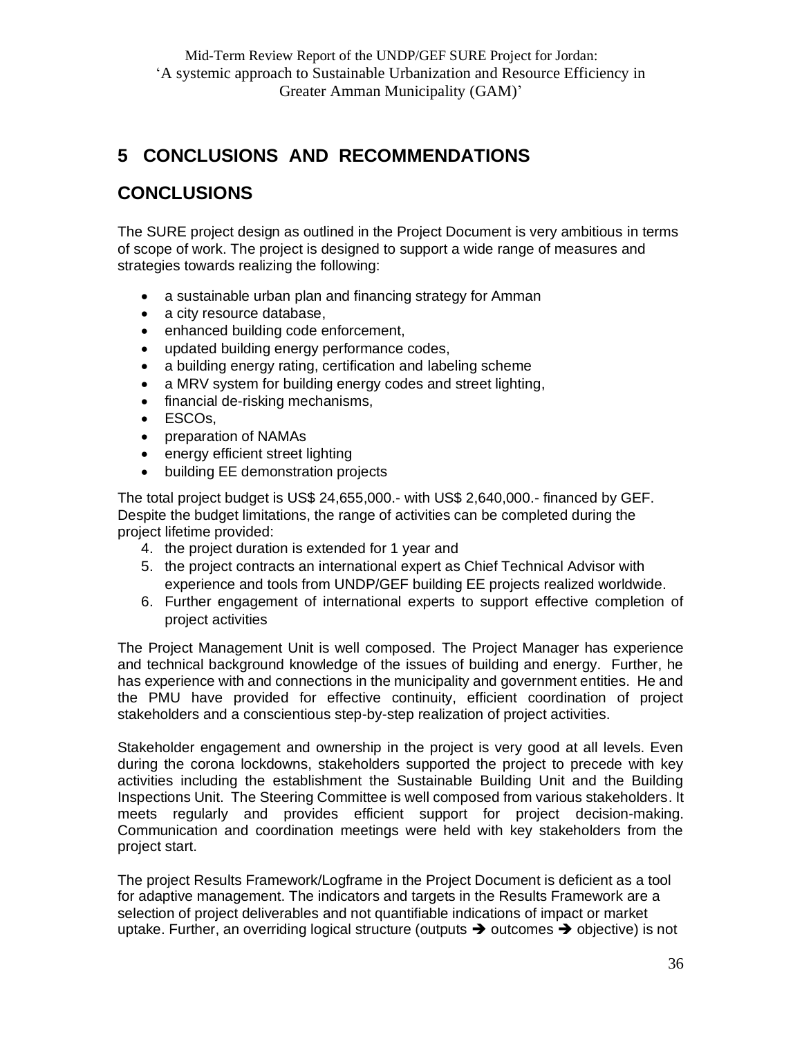# 5 CONCLUSIONS AND RECOMMENDATIONS

## CONCLUSIONS

The SURE project design as outlined in the Project Document is very ambitious in terms of scope of work. The project is designed to support a wide range of measures and strategies towards realizing the following:

- a sustainable urban plan and financing strategy for Amman
- a city resource database,
- enhanced building code enforcement,
- updated building energy performance codes,
- a building energy rating, certification and labeling scheme
- a MRV system for building energy codes and street lighting,
- financial de-risking mechanisms,
- ESCOs,
- preparation of NAMAs
- energy efficient street lighting
- building EE demonstration projects

The total project budget is US$ 24,655,000.- with US$ 2,640,000.- financed by GEF. Despite the budget limitations, the range of activities can be completed during the project lifetime provided:

4. the project duration is extended for 1 year and
5. the project contracts an international expert as Chief Technical Advisor with experience and tools from UNDP/GEF building EE projects realized worldwide.
6. Further engagement of international experts to support effective completion of project activities

The Project Management Unit is well composed. The Project Manager has experience and technical background knowledge of the issues of building and energy. Further, he has experience with and connections in the municipality and government entities. He and the PMU have provided for effective continuity, efficient coordination of project stakeholders and a conscientious step-by-step realization of project activities.

Stakeholder engagement and ownership in the project is very good at all levels. Even during the corona lockdowns, stakeholders supported the project to precede with key activities including the establishment the Sustainable Building Unit and the Building Inspections Unit. The Steering Committee is well composed from various stakeholders. It meets regularly and provides efficient support for project decision-making. Communication and coordination meetings were held with key stakeholders from the project start.

The project Results Framework/Logframe in the Project Document is deficient as a tool for adaptive management. The indicators and targets in the Results Framework are a selection of project deliverables and not quantifiable indications of impact or market uptake. Further, an overriding logical structure (outputs ➔ outcomes ➔ objective) is not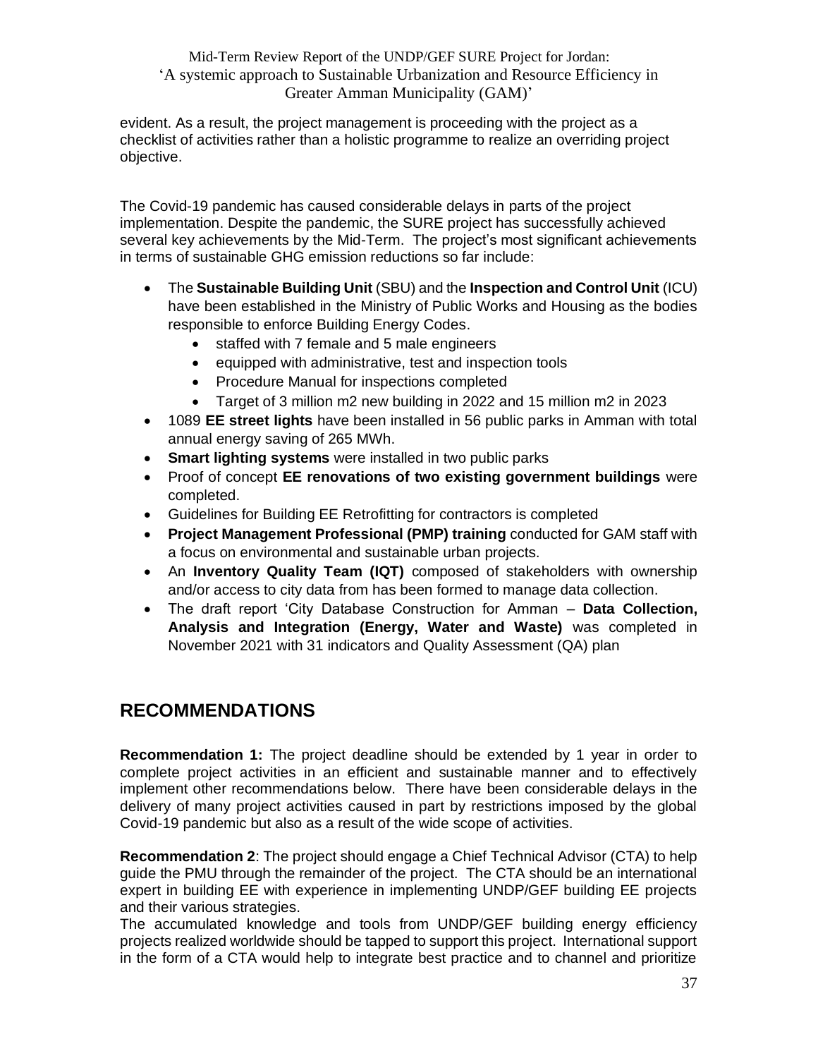evident. As a result, the project management is proceeding with the project as a checklist of activities rather than a holistic programme to realize an overriding project objective.

The Covid-19 pandemic has caused considerable delays in parts of the project implementation. Despite the pandemic, the SURE project has successfully achieved several key achievements by the Mid-Term. The project's most significant achievements in terms of sustainable GHG emission reductions so far include:

- The **Sustainable Building Unit** (SBU) and the **Inspection and Control Unit** (ICU) have been established in the Ministry of Public Works and Housing as the bodies responsible to enforce Building Energy Codes.
  - staffed with 7 female and 5 male engineers
  - equipped with administrative, test and inspection tools
  - Procedure Manual for inspections completed
  - Target of 3 million m2 new building in 2022 and 15 million m2 in 2023
- 1089 **EE street lights** have been installed in 56 public parks in Amman with total annual energy saving of 265 MWh.
- **Smart lighting systems** were installed in two public parks
- Proof of concept **EE renovations of two existing government buildings** were completed.
- Guidelines for Building EE Retrofitting for contractors is completed
- **Project Management Professional (PMP) training** conducted for GAM staff with a focus on environmental and sustainable urban projects.
- An **Inventory Quality Team (IQT)** composed of stakeholders with ownership and/or access to city data from has been formed to manage data collection.
- The draft report 'City Database Construction for Amman – **Data Collection, Analysis and Integration (Energy, Water and Waste)** was completed in November 2021 with 31 indicators and Quality Assessment (QA) plan

## RECOMMENDATIONS

**Recommendation 1:** The project deadline should be extended by 1 year in order to complete project activities in an efficient and sustainable manner and to effectively implement other recommendations below. There have been considerable delays in the delivery of many project activities caused in part by restrictions imposed by the global Covid-19 pandemic but also as a result of the wide scope of activities.

**Recommendation 2**: The project should engage a Chief Technical Advisor (CTA) to help guide the PMU through the remainder of the project. The CTA should be an international expert in building EE with experience in implementing UNDP/GEF building EE projects and their various strategies.
The accumulated knowledge and tools from UNDP/GEF building energy efficiency projects realized worldwide should be tapped to support this project. International support in the form of a CTA would help to integrate best practice and to channel and prioritize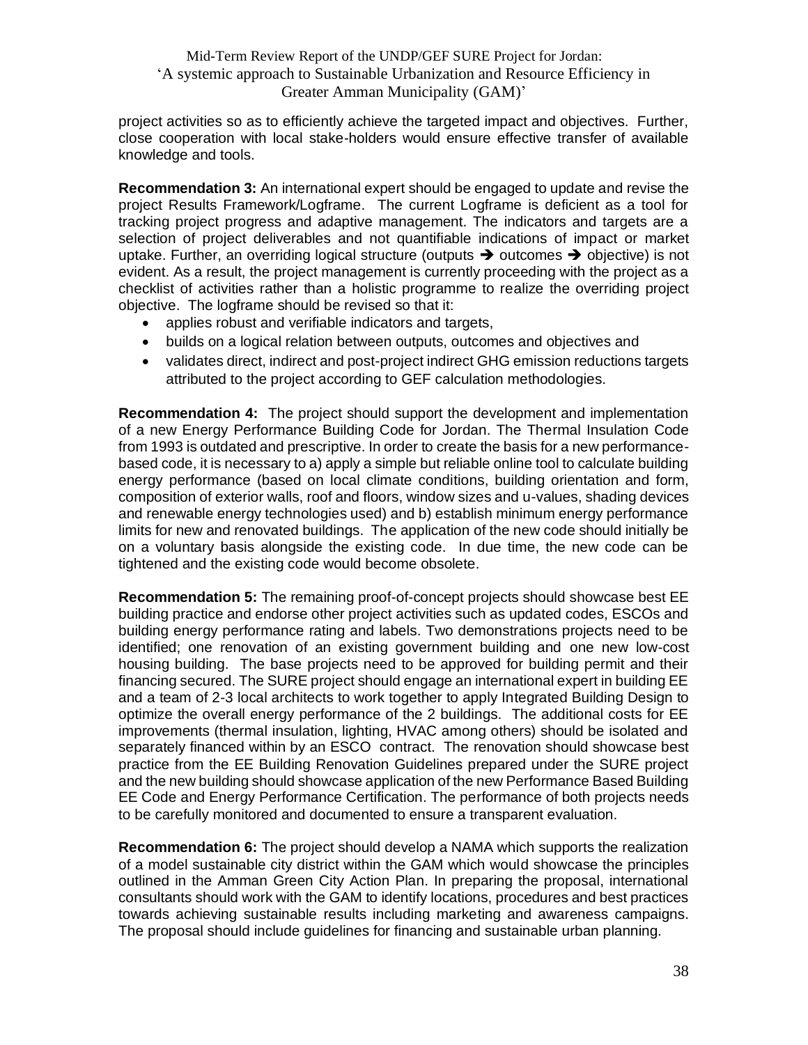project activities so as to efficiently achieve the targeted impact and objectives. Further, close cooperation with local stake-holders would ensure effective transfer of available knowledge and tools.

**Recommendation 3:** An international expert should be engaged to update and revise the project Results Framework/Logframe. The current Logframe is deficient as a tool for tracking project progress and adaptive management. The indicators and targets are a selection of project deliverables and not quantifiable indications of impact or market uptake. Further, an overriding logical structure (outputs ➔ outcomes ➔ objective) is not evident. As a result, the project management is currently proceeding with the project as a checklist of activities rather than a holistic programme to realize the overriding project objective. The logframe should be revised so that it:

- applies robust and verifiable indicators and targets,
- builds on a logical relation between outputs, outcomes and objectives and
- validates direct, indirect and post-project indirect GHG emission reductions targets attributed to the project according to GEF calculation methodologies.

**Recommendation 4:** The project should support the development and implementation of a new Energy Performance Building Code for Jordan. The Thermal Insulation Code from 1993 is outdated and prescriptive. In order to create the basis for a new performance-based code, it is necessary to a) apply a simple but reliable online tool to calculate building energy performance (based on local climate conditions, building orientation and form, composition of exterior walls, roof and floors, window sizes and u-values, shading devices and renewable energy technologies used) and b) establish minimum energy performance limits for new and renovated buildings. The application of the new code should initially be on a voluntary basis alongside the existing code. In due time, the new code can be tightened and the existing code would become obsolete.

**Recommendation 5:** The remaining proof-of-concept projects should showcase best EE building practice and endorse other project activities such as updated codes, ESCOs and building energy performance rating and labels. Two demonstrations projects need to be identified; one renovation of an existing government building and one new low-cost housing building. The base projects need to be approved for building permit and their financing secured. The SURE project should engage an international expert in building EE and a team of 2-3 local architects to work together to apply Integrated Building Design to optimize the overall energy performance of the 2 buildings. The additional costs for EE improvements (thermal insulation, lighting, HVAC among others) should be isolated and separately financed within by an ESCO contract. The renovation should showcase best practice from the EE Building Renovation Guidelines prepared under the SURE project and the new building should showcase application of the new Performance Based Building EE Code and Energy Performance Certification. The performance of both projects needs to be carefully monitored and documented to ensure a transparent evaluation.

**Recommendation 6:** The project should develop a NAMA which supports the realization of a model sustainable city district within the GAM which would showcase the principles outlined in the Amman Green City Action Plan. In preparing the proposal, international consultants should work with the GAM to identify locations, procedures and best practices towards achieving sustainable results including marketing and awareness campaigns. The proposal should include guidelines for financing and sustainable urban planning.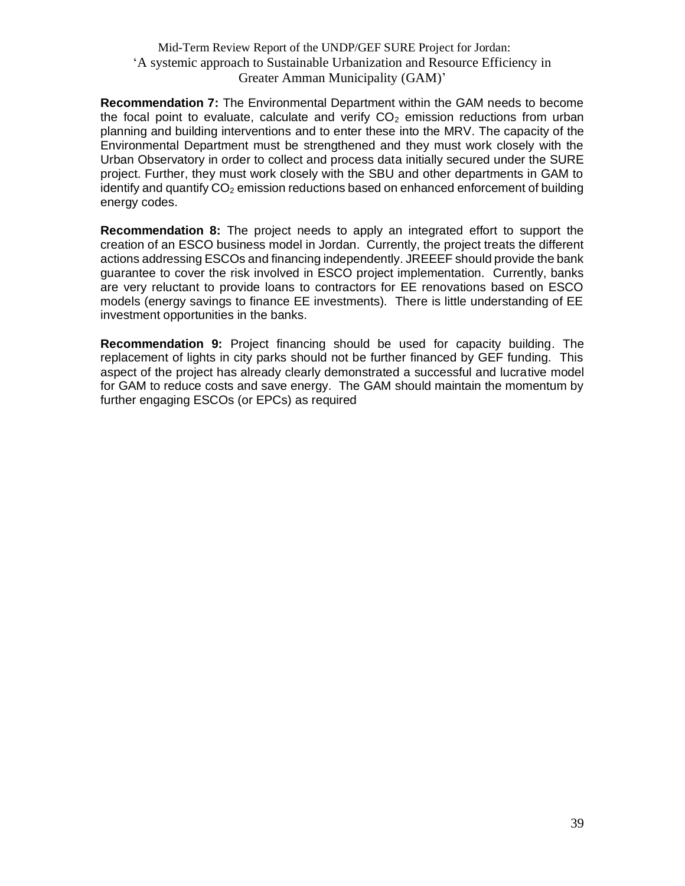**Recommendation 7:** The Environmental Department within the GAM needs to become the focal point to evaluate, calculate and verify $CO_2$ emission reductions from urban planning and building interventions and to enter these into the MRV. The capacity of the Environmental Department must be strengthened and they must work closely with the Urban Observatory in order to collect and process data initially secured under the SURE project. Further, they must work closely with the SBU and other departments in GAM to identify and quantify $CO_2$ emission reductions based on enhanced enforcement of building energy codes.

**Recommendation 8:** The project needs to apply an integrated effort to support the creation of an ESCO business model in Jordan. Currently, the project treats the different actions addressing ESCOs and financing independently. JREEEF should provide the bank guarantee to cover the risk involved in ESCO project implementation. Currently, banks are very reluctant to provide loans to contractors for EE renovations based on ESCO models (energy savings to finance EE investments). There is little understanding of EE investment opportunities in the banks.

**Recommendation 9:** Project financing should be used for capacity building. The replacement of lights in city parks should not be further financed by GEF funding. This aspect of the project has already clearly demonstrated a successful and lucrative model for GAM to reduce costs and save energy. The GAM should maintain the momentum by further engaging ESCOs (or EPCs) as required